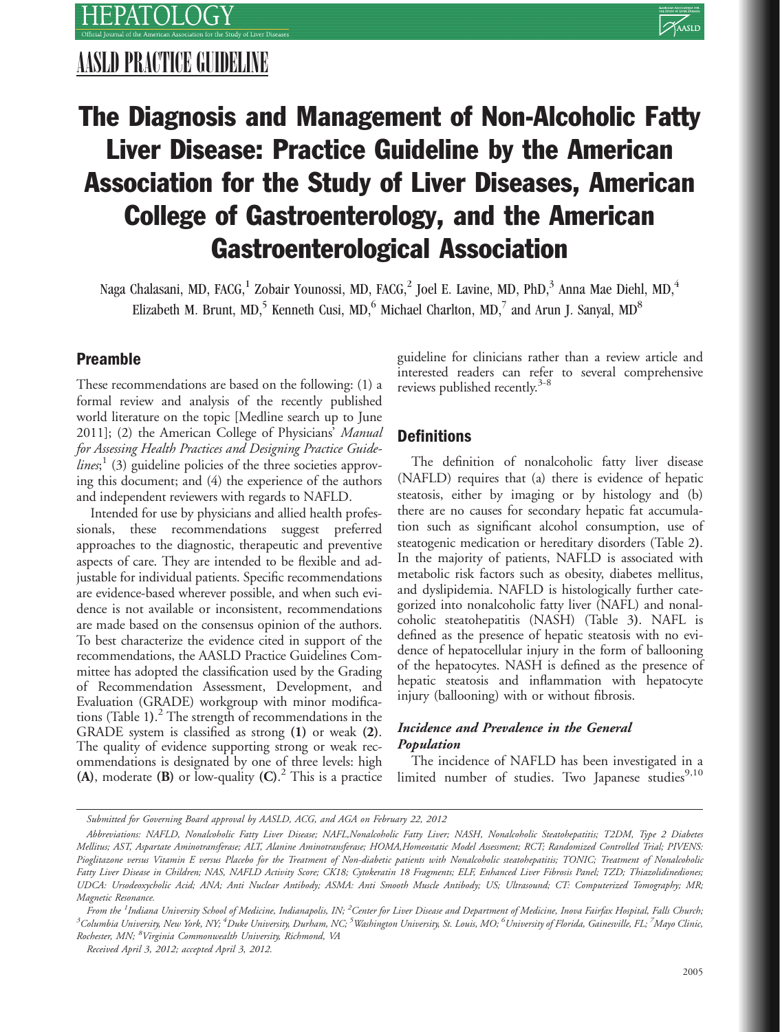## AASLD PRACTICE GUIDELINE

# The Diagnosis and Management of Non-Alcoholic Fatty Liver Disease: Practice Guideline by the American Association for the Study of Liver Diseases, American College of Gastroenterology, and the American Gastroenterological Association

Naga Chalasani, MD, FACG,[1] Zobair Younossi, MD, FACG,[2] Joel E. Lavine, MD, PhD,[3] Anna Mae Diehl, MD,[4] Elizabeth M. Brunt, MD,[5] Kenneth Cusi, MD,[6] Michael Charlton, MD,[7] and Arun J. Sanyal, MD[8]

## Preamble

These recommendations are based on the following: (1) a formal review and analysis of the recently published world literature on the topic [Medline search up to June 2011]; (2) the American College of Physicians' *Manual for Assessing Health Practices and Designing Practice Guidelines*;[1] (3) guideline policies of the three societies approving this document; and (4) the experience of the authors and independent reviewers with regards to NAFLD.

Intended for use by physicians and allied health professionals, these recommendations suggest preferred approaches to the diagnostic, therapeutic and preventive aspects of care. They are intended to be flexible and adjustable for individual patients. Specific recommendations are evidence-based wherever possible, and when such evidence is not available or inconsistent, recommendations are made based on the consensus opinion of the authors. To best characterize the evidence cited in support of the recommendations, the AASLD Practice Guidelines Committee has adopted the classification used by the Grading of Recommendation Assessment, Development, and Evaluation (GRADE) workgroup with minor modifications (Table 1).[2] The strength of recommendations in the GRADE system is classified as strong **(1)** or weak **(2)**. The quality of evidence supporting strong or weak recommendations is designated by one of three levels: high **(A)**, moderate **(B)** or low-quality **(C)**.[2] This is a practice guideline for clinicians rather than a review article and interested readers can refer to several comprehensive reviews published recently.[3-8]

## Definitions

The definition of nonalcoholic fatty liver disease (NAFLD) requires that (a) there is evidence of hepatic steatosis, either by imaging or by histology and (b) there are no causes for secondary hepatic fat accumulation such as significant alcohol consumption, use of steatogenic medication or hereditary disorders (Table 2). In the majority of patients, NAFLD is associated with metabolic risk factors such as obesity, diabetes mellitus, and dyslipidemia. NAFLD is histologically further categorized into nonalcoholic fatty liver (NAFL) and nonalcoholic steatohepatitis (NASH) (Table 3). NAFL is defined as the presence of hepatic steatosis with no evidence of hepatocellular injury in the form of ballooning of the hepatocytes. NASH is defined as the presence of hepatic steatosis and inflammation with hepatocyte injury (ballooning) with or without fibrosis.

### *Incidence and Prevalence in the General Population*

The incidence of NAFLD has been investigated in a limited number of studies. Two Japanese studies[9,10]

---

*Submitted for Governing Board approval by AASLD, ACG, and AGA on February 22, 2012*

*Abbreviations: NAFLD, Nonalcoholic Fatty Liver Disease; NAFL,Nonalcoholic Fatty Liver; NASH, Nonalcoholic Steatohepatitis; T2DM, Type 2 Diabetes Mellitus; AST, Aspartate Aminotransferase; ALT, Alanine Aminotransferase; HOMA,Homeostatic Model Assessment; RCT; Randomized Controlled Trial; PIVENS: Pioglitazone versus Vitamin E versus Placebo for the Treatment of Non-diabetic patients with Nonalcoholic steatohepatitis; TONIC; Treatment of Nonalcoholic Fatty Liver Disease in Children; NAS, NAFLD Activity Score; CK18; Cytokeratin 18 Fragments; ELF, Enhanced Liver Fibrosis Panel; TZD; Thiazolidinediones; UDCA: Ursodeoxycholic Acid; ANA; Anti Nuclear Antibody; ASMA: Anti Smooth Muscle Antibody; US; Ultrasound; CT: Computerized Tomography; MR; Magnetic Resonance.*

*From the [1]Indiana University School of Medicine, Indianapolis, IN; [2]Center for Liver Disease and Department of Medicine, Inova Fairfax Hospital, Falls Church; [3]Columbia University, New York, NY; [4]Duke University, Durham, NC; [5]Washington University, St. Louis, MO; [6]University of Florida, Gainesville, FL; [7]Mayo Clinic, Rochester, MN; [8]Virginia Commonwealth University, Richmond, VA*

*Received April 3, 2012; accepted April 3, 2012.*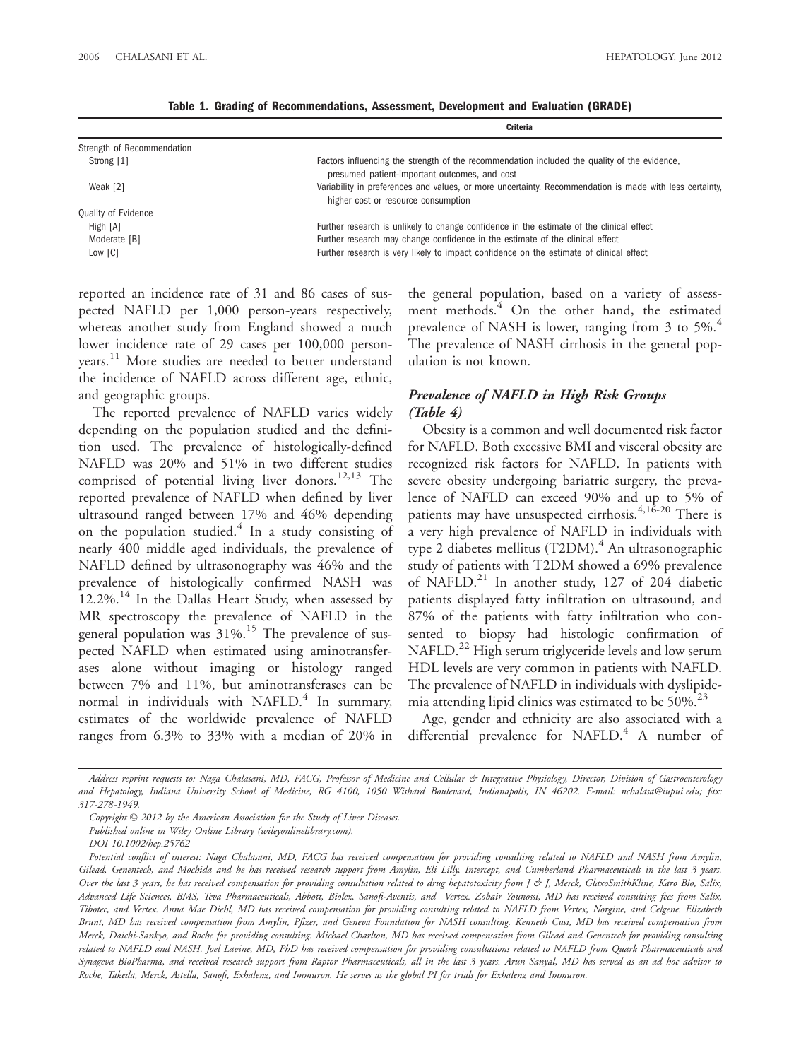**Table 1. Grading of Recommendations, Assessment, Development and Evaluation (GRADE)**

| | Criteria |
|---|---|
| Strength of Recommendation | |
| Strong [1] | Factors influencing the strength of the recommendation included the quality of the evidence, presumed patient-important outcomes, and cost |
| Weak [2] | Variability in preferences and values, or more uncertainty. Recommendation is made with less certainty, higher cost or resource consumption |
| Quality of Evidence | |
| High [A] | Further research is unlikely to change confidence in the estimate of the clinical effect |
| Moderate [B] | Further research may change confidence in the estimate of the clinical effect |
| Low [C] | Further research is very likely to impact confidence on the estimate of clinical effect |

reported an incidence rate of 31 and 86 cases of suspected NAFLD per 1,000 person-years respectively, whereas another study from England showed a much lower incidence rate of 29 cases per 100,000 person-years.[11] More studies are needed to better understand the incidence of NAFLD across different age, ethnic, and geographic groups.

The reported prevalence of NAFLD varies widely depending on the population studied and the definition used. The prevalence of histologically-defined NAFLD was 20% and 51% in two different studies comprised of potential living liver donors.[12,13] The reported prevalence of NAFLD when defined by liver ultrasound ranged between 17% and 46% depending on the population studied.[4] In a study consisting of nearly 400 middle aged individuals, the prevalence of NAFLD defined by ultrasonography was 46% and the prevalence of histologically confirmed NASH was 12.2%.[14] In the Dallas Heart Study, when assessed by MR spectroscopy the prevalence of NAFLD in the general population was 31%.[15] The prevalence of suspected NAFLD when estimated using aminotransferases alone without imaging or histology ranged between 7% and 11%, but aminotransferases can be normal in individuals with NAFLD.[4] In summary, estimates of the worldwide prevalence of NAFLD ranges from 6.3% to 33% with a median of 20% in the general population, based on a variety of assessment methods.[4] On the other hand, the estimated prevalence of NASH is lower, ranging from 3 to 5%.[4] The prevalence of NASH cirrhosis in the general population is not known.

### *Prevalence of NAFLD in High Risk Groups (Table 4)*

Obesity is a common and well documented risk factor for NAFLD. Both excessive BMI and visceral obesity are recognized risk factors for NAFLD. In patients with severe obesity undergoing bariatric surgery, the prevalence of NAFLD can exceed 90% and up to 5% of patients may have unsuspected cirrhosis.[4,16-20] There is a very high prevalence of NAFLD in individuals with type 2 diabetes mellitus (T2DM).[4] An ultrasonographic study of patients with T2DM showed a 69% prevalence of NAFLD.[21] In another study, 127 of 204 diabetic patients displayed fatty infiltration on ultrasound, and 87% of the patients with fatty infiltration who consented to biopsy had histologic confirmation of NAFLD.[22] High serum triglyceride levels and low serum HDL levels are very common in patients with NAFLD. The prevalence of NAFLD in individuals with dyslipidemia attending lipid clinics was estimated to be 50%.[23]

Age, gender and ethnicity are also associated with a differential prevalence for NAFLD.[4] A number of

*Address reprint requests to: Naga Chalasani, MD, FACG, Professor of Medicine and Cellular & Integrative Physiology, Director, Division of Gastroenterology and Hepatology, Indiana University School of Medicine, RG 4100, 1050 Wishard Boulevard, Indianapolis, IN 46202. E-mail: nchalasa@iupui.edu; fax: 317-278-1949.*

*Copyright © 2012 by the American Association for the Study of Liver Diseases.*

*Published online in Wiley Online Library (wileyonlinelibrary.com).*

*DOI 10.1002/hep.25762*

*Potential conflict of interest: Naga Chalasani, MD, FACG has received compensation for providing consulting related to NAFLD and NASH from Amylin, Gilead, Genentech, and Mochida and he has received research support from Amylin, Eli Lilly, Intercept, and Cumberland Pharmaceuticals in the last 3 years. Over the last 3 years, he has received compensation for providing consultation related to drug hepatotoxicity from J & J, Merck, GlaxoSmithKline, Karo Bio, Salix, Advanced Life Sciences, BMS, Teva Pharmaceuticals, Abbott, Biolex, Sanofi-Aventis, and Vertex. Zobair Younossi, MD has received consulting fees from Salix, Tibotec, and Vertex. Anna Mae Diehl, MD has received compensation for providing consulting related to NAFLD from Vertex, Norgine, and Celgene. Elizabeth Brunt, MD has received compensation from Amylin, Pfizer, and Geneva Foundation for NASH consulting. Kenneth Cusi, MD has received compensation from Merck, Daichi-Sankyo, and Roche for providing consulting. Michael Charlton, MD has received compensation from Gilead and Genentech for providing consulting related to NAFLD and NASH. Joel Lavine, MD, PhD has received compensation for providing consultations related to NAFLD from Quark Pharmaceuticals and Synageva BioPharma, and received research support from Raptor Pharmaceuticals, all in the last 3 years. Arun Sanyal, MD has served as an ad hoc advisor to Roche, Takeda, Merck, Astella, Sanofi, Exhalenz, and Immuron. He serves as the global PI for trials for Exhalenz and Immuron.*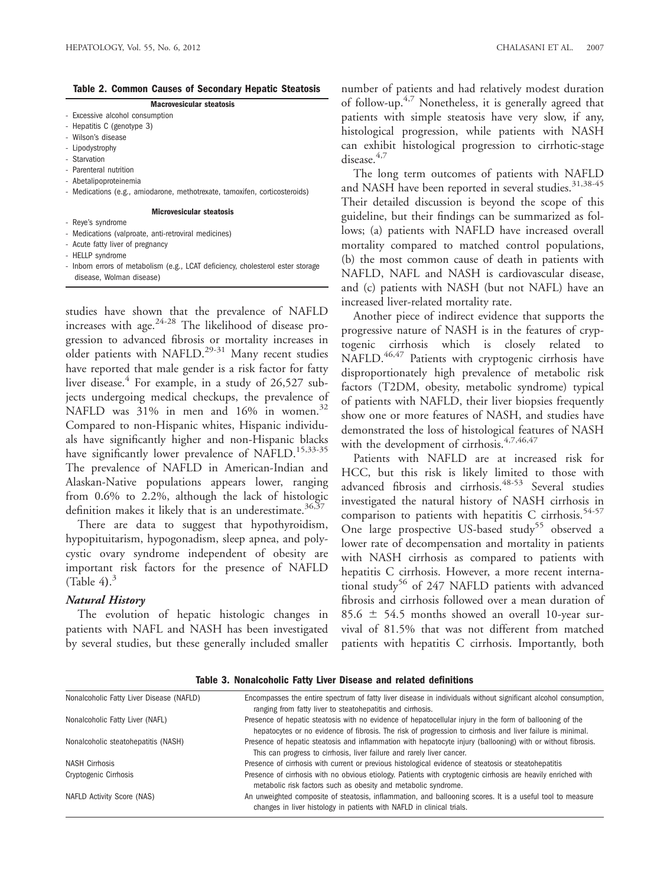**Table 2. Common Causes of Secondary Hepatic Steatosis**

| Macrovesicular steatosis |
|---|
| - Excessive alcohol consumption |
| - Hepatitis C (genotype 3) |
| - Wilson's disease |
| - Lipodystrophy |
| - Starvation |
| - Parenteral nutrition |
| - Abetalipoproteinemia |
| - Medications (e.g., amiodarone, methotrexate, tamoxifen, corticosteroids) |
| **Microvesicular steatosis** |
| - Reye's syndrome |
| - Medications (valproate, anti-retroviral medicines) |
| - Acute fatty liver of pregnancy |
| - HELLP syndrome |
| - Inborn errors of metabolism (e.g., LCAT deficiency, cholesterol ester storage disease, Wolman disease) |

studies have shown that the prevalence of NAFLD increases with age.[24-28] The likelihood of disease progression to advanced fibrosis or mortality increases in older patients with NAFLD.[29-31] Many recent studies have reported that male gender is a risk factor for fatty liver disease.[4] For example, in a study of 26,527 subjects undergoing medical checkups, the prevalence of NAFLD was 31% in men and 16% in women.[32] Compared to non-Hispanic whites, Hispanic individuals have significantly higher and non-Hispanic blacks have significantly lower prevalence of NAFLD.[15,33-35] The prevalence of NAFLD in American-Indian and Alaskan-Native populations appears lower, ranging from 0.6% to 2.2%, although the lack of histologic definition makes it likely that is an underestimate.[36,37]

There are data to suggest that hypothyroidism, hypopituitarism, hypogonadism, sleep apnea, and polycystic ovary syndrome independent of obesity are important risk factors for the presence of NAFLD (Table 4).[3]

### *Natural History*

The evolution of hepatic histologic changes in patients with NAFL and NASH has been investigated by several studies, but these generally included smaller number of patients and had relatively modest duration of follow-up.[4,7] Nonetheless, it is generally agreed that patients with simple steatosis have very slow, if any, histological progression, while patients with NASH can exhibit histological progression to cirrhotic-stage disease.[4,7]

The long term outcomes of patients with NAFLD and NASH have been reported in several studies.[31,38-45] Their detailed discussion is beyond the scope of this guideline, but their findings can be summarized as follows; (a) patients with NAFLD have increased overall mortality compared to matched control populations, (b) the most common cause of death in patients with NAFLD, NAFL and NASH is cardiovascular disease, and (c) patients with NASH (but not NAFL) have an increased liver-related mortality rate.

Another piece of indirect evidence that supports the progressive nature of NASH is in the features of cryptogenic cirrhosis which is closely related to NAFLD.[46,47] Patients with cryptogenic cirrhosis have disproportionately high prevalence of metabolic risk factors (T2DM, obesity, metabolic syndrome) typical of patients with NAFLD, their liver biopsies frequently show one or more features of NASH, and studies have demonstrated the loss of histological features of NASH with the development of cirrhosis.[4,7,46,47]

Patients with NAFLD are at increased risk for HCC, but this risk is likely limited to those with advanced fibrosis and cirrhosis.[48-53] Several studies investigated the natural history of NASH cirrhosis in comparison to patients with hepatitis C cirrhosis.[54-57] One large prospective US-based study[55] observed a lower rate of decompensation and mortality in patients with NASH cirrhosis as compared to patients with hepatitis C cirrhosis. However, a more recent international study[56] of 247 NAFLD patients with advanced fibrosis and cirrhosis followed over a mean duration of 85.6 ± 54.5 months showed an overall 10-year survival of 81.5% that was not different from matched patients with hepatitis C cirrhosis. Importantly, both

**Table 3. Nonalcoholic Fatty Liver Disease and related definitions**

| Term | Definition |
|---|---|
| Nonalcoholic Fatty Liver Disease (NAFLD) | Encompasses the entire spectrum of fatty liver disease in individuals without significant alcohol consumption, ranging from fatty liver to steatohepatitis and cirrhosis. |
| Nonalcoholic Fatty Liver (NAFL) | Presence of hepatic steatosis with no evidence of hepatocellular injury in the form of ballooning of the hepatocytes or no evidence of fibrosis. The risk of progression to cirrhosis and liver failure is minimal. |
| Nonalcoholic steatohepatitis (NASH) | Presence of hepatic steatosis and inflammation with hepatocyte injury (ballooning) with or without fibrosis. This can progress to cirrhosis, liver failure and rarely liver cancer. |
| NASH Cirrhosis | Presence of cirrhosis with current or previous histological evidence of steatosis or steatohepatitis |
| Cryptogenic Cirrhosis | Presence of cirrhosis with no obvious etiology. Patients with cryptogenic cirrhosis are heavily enriched with metabolic risk factors such as obesity and metabolic syndrome. |
| NAFLD Activity Score (NAS) | An unweighted composite of steatosis, inflammation, and ballooning scores. It is a useful tool to measure changes in liver histology in patients with NAFLD in clinical trials. |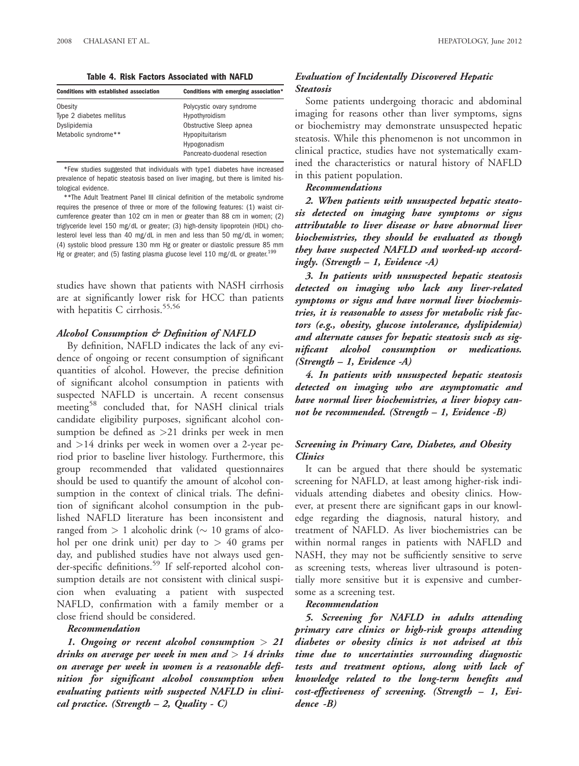**Table 4. Risk Factors Associated with NAFLD**

| Conditions with established association | Conditions with emerging association* |
|---|---|
| Obesity | Polycystic ovary syndrome |
| Type 2 diabetes mellitus | Hypothyroidism |
| Dyslipidemia | Obstructive Sleep apnea |
| Metabolic syndrome** | Hypopituitarism |
| | Hypogonadism |
| | Pancreato-duodenal resection |

*Few studies suggested that individuals with type1 diabetes have increased prevalence of hepatic steatosis based on liver imaging, but there is limited histological evidence.

**The Adult Treatment Panel III clinical definition of the metabolic syndrome requires the presence of three or more of the following features: (1) waist circumference greater than 102 cm in men or greater than 88 cm in women; (2) triglyceride level 150 mg/dL or greater; (3) high-density lipoprotein (HDL) cholesterol level less than 40 mg/dL in men and less than 50 mg/dL in women; (4) systolic blood pressure 130 mm Hg or greater or diastolic pressure 85 mm Hg or greater; and (5) fasting plasma glucose level 110 mg/dL or greater.[199]

studies have shown that patients with NASH cirrhosis are at significantly lower risk for HCC than patients with hepatitis C cirrhosis.[55,56]

### *Alcohol Consumption & Definition of NAFLD*

By definition, NAFLD indicates the lack of any evidence of ongoing or recent consumption of significant quantities of alcohol. However, the precise definition of significant alcohol consumption in patients with suspected NAFLD is uncertain. A recent consensus meeting[58] concluded that, for NASH clinical trials candidate eligibility purposes, significant alcohol consumption be defined as >21 drinks per week in men and >14 drinks per week in women over a 2-year period prior to baseline liver histology. Furthermore, this group recommended that validated questionnaires should be used to quantify the amount of alcohol consumption in the context of clinical trials. The definition of significant alcohol consumption in the published NAFLD literature has been inconsistent and ranged from > 1 alcoholic drink (~ 10 grams of alcohol per one drink unit) per day to > 40 grams per day, and published studies have not always used gender-specific definitions.[59] If self-reported alcohol consumption details are not consistent with clinical suspicion when evaluating a patient with suspected NAFLD, confirmation with a family member or a close friend should be considered.

***Recommendation***

***1. Ongoing or recent alcohol consumption > 21 drinks on average per week in men and > 14 drinks on average per week in women is a reasonable definition for significant alcohol consumption when evaluating patients with suspected NAFLD in clinical practice. (Strength – 2, Quality - C)***

### *Evaluation of Incidentally Discovered Hepatic Steatosis*

Some patients undergoing thoracic and abdominal imaging for reasons other than liver symptoms, signs or biochemistry may demonstrate unsuspected hepatic steatosis. While this phenomenon is not uncommon in clinical practice, studies have not systematically examined the characteristics or natural history of NAFLD in this patient population.

***Recommendations***

***2. When patients with unsuspected hepatic steatosis detected on imaging have symptoms or signs attributable to liver disease or have abnormal liver biochemistries, they should be evaluated as though they have suspected NAFLD and worked-up accordingly. (Strength – 1, Evidence -A)***

***3. In patients with unsuspected hepatic steatosis detected on imaging who lack any liver-related symptoms or signs and have normal liver biochemistries, it is reasonable to assess for metabolic risk factors (e.g., obesity, glucose intolerance, dyslipidemia) and alternate causes for hepatic steatosis such as significant alcohol consumption or medications. (Strength – 1, Evidence -A)***

***4. In patients with unsuspected hepatic steatosis detected on imaging who are asymptomatic and have normal liver biochemistries, a liver biopsy cannot be recommended. (Strength – 1, Evidence -B)***

### *Screening in Primary Care, Diabetes, and Obesity Clinics*

It can be argued that there should be systematic screening for NAFLD, at least among higher-risk individuals attending diabetes and obesity clinics. However, at present there are significant gaps in our knowledge regarding the diagnosis, natural history, and treatment of NAFLD. As liver biochemistries can be within normal ranges in patients with NAFLD and NASH, they may not be sufficiently sensitive to serve as screening tests, whereas liver ultrasound is potentially more sensitive but it is expensive and cumbersome as a screening test.

***Recommendation***

***5. Screening for NAFLD in adults attending primary care clinics or high-risk groups attending diabetes or obesity clinics is not advised at this time due to uncertainties surrounding diagnostic tests and treatment options, along with lack of knowledge related to the long-term benefits and cost-effectiveness of screening. (Strength – 1, Evidence -B)***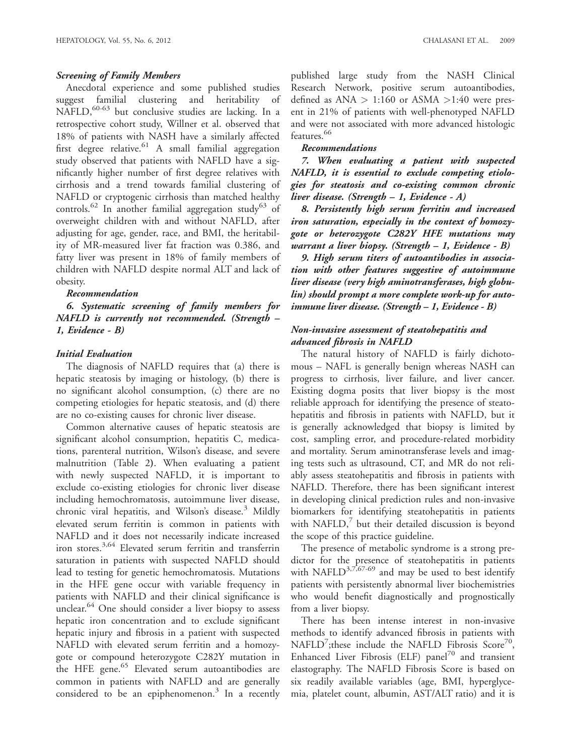### *Screening of Family Members*

Anecdotal experience and some published studies suggest familial clustering and heritability of NAFLD,[60-63] but conclusive studies are lacking. In a retrospective cohort study, Willner et al. observed that 18% of patients with NASH have a similarly affected first degree relative.[61] A small familial aggregation study observed that patients with NAFLD have a significantly higher number of first degree relatives with cirrhosis and a trend towards familial clustering of NAFLD or cryptogenic cirrhosis than matched healthy controls.[62] In another familial aggregation study[63] of overweight children with and without NAFLD, after adjusting for age, gender, race, and BMI, the heritability of MR-measured liver fat fraction was 0.386, and fatty liver was present in 18% of family members of children with NAFLD despite normal ALT and lack of obesity.

*Recommendation*

***6. Systematic screening of family members for NAFLD is currently not recommended. (Strength – 1, Evidence - B)***

### *Initial Evaluation*

The diagnosis of NAFLD requires that (a) there is hepatic steatosis by imaging or histology, (b) there is no significant alcohol consumption, (c) there are no competing etiologies for hepatic steatosis, and (d) there are no co-existing causes for chronic liver disease.

Common alternative causes of hepatic steatosis are significant alcohol consumption, hepatitis C, medications, parenteral nutrition, Wilson's disease, and severe malnutrition (Table 2). When evaluating a patient with newly suspected NAFLD, it is important to exclude co-existing etiologies for chronic liver disease including hemochromatosis, autoimmune liver disease, chronic viral hepatitis, and Wilson's disease.[3] Mildly elevated serum ferritin is common in patients with NAFLD and it does not necessarily indicate increased iron stores.[3,64] Elevated serum ferritin and transferrin saturation in patients with suspected NAFLD should lead to testing for genetic hemochromatosis. Mutations in the HFE gene occur with variable frequency in patients with NAFLD and their clinical significance is unclear.[64] One should consider a liver biopsy to assess hepatic iron concentration and to exclude significant hepatic injury and fibrosis in a patient with suspected NAFLD with elevated serum ferritin and a homozygote or compound heterozygote C282Y mutation in the HFE gene.[65] Elevated serum autoantibodies are common in patients with NAFLD and are generally considered to be an epiphenomenon.[3] In a recently published large study from the NASH Clinical Research Network, positive serum autoantibodies, defined as ANA > 1:160 or ASMA >1:40 were present in 21% of patients with well-phenotyped NAFLD and were not associated with more advanced histologic features.[66]

*Recommendations*

***7. When evaluating a patient with suspected NAFLD, it is essential to exclude competing etiologies for steatosis and co-existing common chronic liver disease. (Strength – 1, Evidence - A)***

***8. Persistently high serum ferritin and increased iron saturation, especially in the context of homozygote or heterozygote C282Y HFE mutations may warrant a liver biopsy. (Strength – 1, Evidence - B)***

***9. High serum titers of autoantibodies in association with other features suggestive of autoimmune liver disease (very high aminotransferases, high globulin) should prompt a more complete work-up for autoimmune liver disease. (Strength – 1, Evidence - B)***

### *Non-invasive assessment of steatohepatitis and advanced fibrosis in NAFLD*

The natural history of NAFLD is fairly dichotomous – NAFL is generally benign whereas NASH can progress to cirrhosis, liver failure, and liver cancer. Existing dogma posits that liver biopsy is the most reliable approach for identifying the presence of steatohepatitis and fibrosis in patients with NAFLD, but it is generally acknowledged that biopsy is limited by cost, sampling error, and procedure-related morbidity and mortality. Serum aminotransferase levels and imaging tests such as ultrasound, CT, and MR do not reliably assess steatohepatitis and fibrosis in patients with NAFLD. Therefore, there has been significant interest in developing clinical prediction rules and non-invasive biomarkers for identifying steatohepatitis in patients with NAFLD,[7] but their detailed discussion is beyond the scope of this practice guideline.

The presence of metabolic syndrome is a strong predictor for the presence of steatohepatitis in patients with NAFLD[3,7,67-69] and may be used to best identify patients with persistently abnormal liver biochemistries who would benefit diagnostically and prognostically from a liver biopsy.

There has been intense interest in non-invasive methods to identify advanced fibrosis in patients with NAFLD[7];these include the NAFLD Fibrosis Score[70], Enhanced Liver Fibrosis (ELF) panel[70] and transient elastography. The NAFLD Fibrosis Score is based on six readily available variables (age, BMI, hyperglycemia, platelet count, albumin, AST/ALT ratio) and it is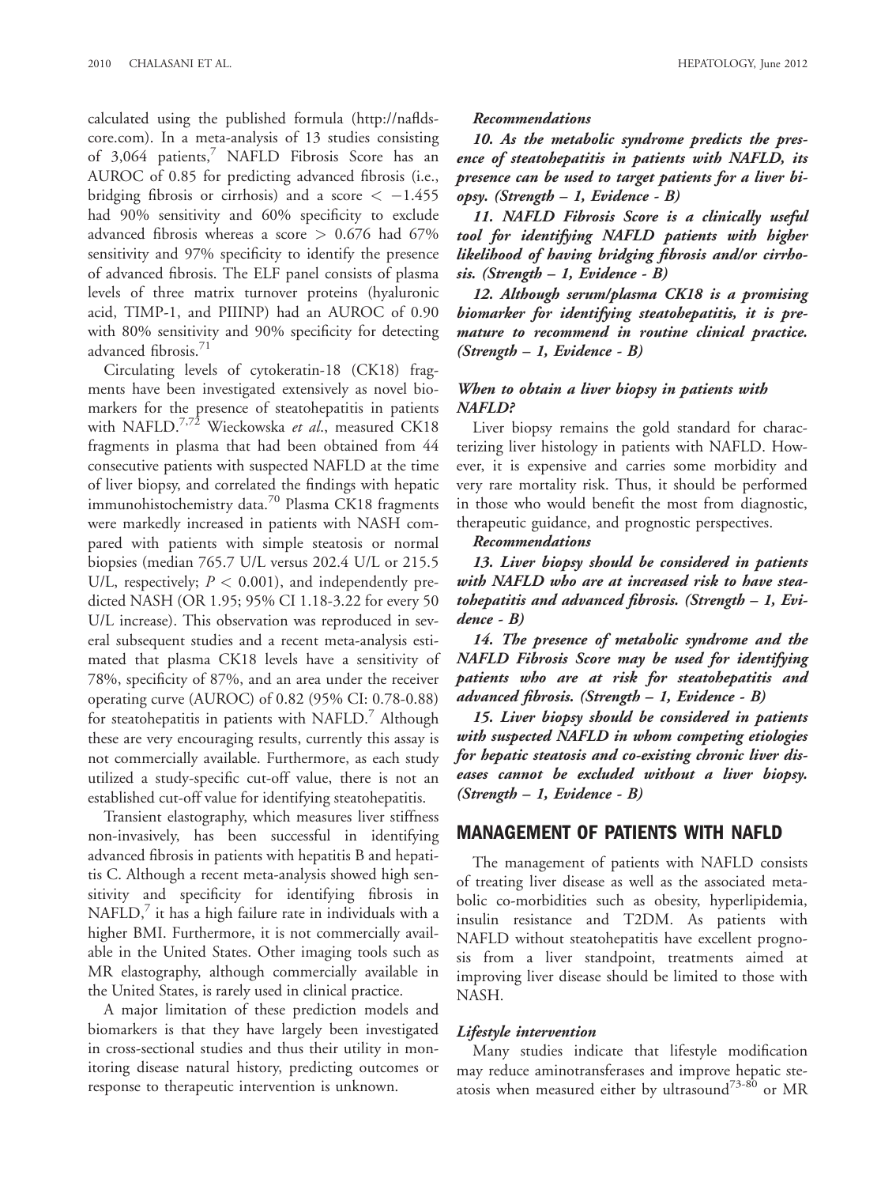calculated using the published formula (http://nafldscore.com). In a meta-analysis of 13 studies consisting of 3,064 patients,[7] NAFLD Fibrosis Score has an AUROC of 0.85 for predicting advanced fibrosis (i.e., bridging fibrosis or cirrhosis) and a score $< -1.455$ had 90% sensitivity and 60% specificity to exclude advanced fibrosis whereas a score $> 0.676$ had 67% sensitivity and 97% specificity to identify the presence of advanced fibrosis. The ELF panel consists of plasma levels of three matrix turnover proteins (hyaluronic acid, TIMP-1, and PIIINP) had an AUROC of 0.90 with 80% sensitivity and 90% specificity for detecting advanced fibrosis.[71]

Circulating levels of cytokeratin-18 (CK18) fragments have been investigated extensively as novel biomarkers for the presence of steatohepatitis in patients with NAFLD.[7,72] Wieckowska *et al*., measured CK18 fragments in plasma that had been obtained from 44 consecutive patients with suspected NAFLD at the time of liver biopsy, and correlated the findings with hepatic immunohistochemistry data.[70] Plasma CK18 fragments were markedly increased in patients with NASH compared with patients with simple steatosis or normal biopsies (median 765.7 U/L versus 202.4 U/L or 215.5 U/L, respectively; $P < 0.001$), and independently predicted NASH (OR 1.95; 95% CI 1.18-3.22 for every 50 U/L increase). This observation was reproduced in several subsequent studies and a recent meta-analysis estimated that plasma CK18 levels have a sensitivity of 78%, specificity of 87%, and an area under the receiver operating curve (AUROC) of 0.82 (95% CI: 0.78-0.88) for steatohepatitis in patients with NAFLD.[7] Although these are very encouraging results, currently this assay is not commercially available. Furthermore, as each study utilized a study-specific cut-off value, there is not an established cut-off value for identifying steatohepatitis.

Transient elastography, which measures liver stiffness non-invasively, has been successful in identifying advanced fibrosis in patients with hepatitis B and hepatitis C. Although a recent meta-analysis showed high sensitivity and specificity for identifying fibrosis in NAFLD,[7] it has a high failure rate in individuals with a higher BMI. Furthermore, it is not commercially available in the United States. Other imaging tools such as MR elastography, although commercially available in the United States, is rarely used in clinical practice.

A major limitation of these prediction models and biomarkers is that they have largely been investigated in cross-sectional studies and thus their utility in monitoring disease natural history, predicting outcomes or response to therapeutic intervention is unknown.

***Recommendations***

***10. As the metabolic syndrome predicts the presence of steatohepatitis in patients with NAFLD, its presence can be used to target patients for a liver biopsy. (Strength – 1, Evidence - B)***

***11. NAFLD Fibrosis Score is a clinically useful tool for identifying NAFLD patients with higher likelihood of having bridging fibrosis and/or cirrhosis. (Strength – 1, Evidence - B)***

***12. Although serum/plasma CK18 is a promising biomarker for identifying steatohepatitis, it is premature to recommend in routine clinical practice. (Strength – 1, Evidence - B)***

### *When to obtain a liver biopsy in patients with NAFLD?*

Liver biopsy remains the gold standard for characterizing liver histology in patients with NAFLD. However, it is expensive and carries some morbidity and very rare mortality risk. Thus, it should be performed in those who would benefit the most from diagnostic, therapeutic guidance, and prognostic perspectives.

***Recommendations***

***13. Liver biopsy should be considered in patients with NAFLD who are at increased risk to have steatohepatitis and advanced fibrosis. (Strength – 1, Evidence - B)***

***14. The presence of metabolic syndrome and the NAFLD Fibrosis Score may be used for identifying patients who are at risk for steatohepatitis and advanced fibrosis. (Strength – 1, Evidence - B)***

***15. Liver biopsy should be considered in patients with suspected NAFLD in whom competing etiologies for hepatic steatosis and co-existing chronic liver diseases cannot be excluded without a liver biopsy. (Strength – 1, Evidence - B)***

## MANAGEMENT OF PATIENTS WITH NAFLD

The management of patients with NAFLD consists of treating liver disease as well as the associated metabolic co-morbidities such as obesity, hyperlipidemia, insulin resistance and T2DM. As patients with NAFLD without steatohepatitis have excellent prognosis from a liver standpoint, treatments aimed at improving liver disease should be limited to those with NASH.

### *Lifestyle intervention*

Many studies indicate that lifestyle modification may reduce aminotransferases and improve hepatic steatosis when measured either by ultrasound[73-80] or MR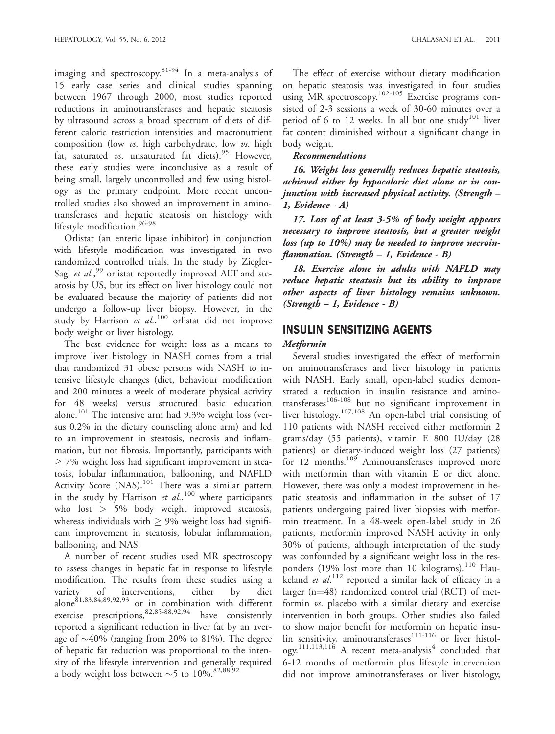imaging and spectroscopy.[81-94] In a meta-analysis of 15 early case series and clinical studies spanning between 1967 through 2000, most studies reported reductions in aminotransferases and hepatic steatosis by ultrasound across a broad spectrum of diets of different caloric restriction intensities and macronutrient composition (low *vs*. high carbohydrate, low *vs*. high fat, saturated *vs*. unsaturated fat diets).[95] However, these early studies were inconclusive as a result of being small, largely uncontrolled and few using histology as the primary endpoint. More recent uncontrolled studies also showed an improvement in aminotransferases and hepatic steatosis on histology with lifestyle modification.[96-98]

Orlistat (an enteric lipase inhibitor) in conjunction with lifestyle modification was investigated in two randomized controlled trials. In the study by Ziegler-Sagi *et al*.,[99] orlistat reportedly improved ALT and steatosis by US, but its effect on liver histology could not be evaluated because the majority of patients did not undergo a follow-up liver biopsy. However, in the study by Harrison *et al*.,[100] orlistat did not improve body weight or liver histology.

The best evidence for weight loss as a means to improve liver histology in NASH comes from a trial that randomized 31 obese persons with NASH to intensive lifestyle changes (diet, behaviour modification and 200 minutes a week of moderate physical activity for 48 weeks) versus structured basic education alone.[101] The intensive arm had 9.3% weight loss (versus 0.2% in the dietary counseling alone arm) and led to an improvement in steatosis, necrosis and inflammation, but not fibrosis. Importantly, participants with $\geq$ 7% weight loss had significant improvement in steatosis, lobular inflammation, ballooning, and NAFLD Activity Score (NAS).[101] There was a similar pattern in the study by Harrison *et al*.,[100] where participants who lost $>$ 5% body weight improved steatosis, whereas individuals with $\geq$ 9% weight loss had significant improvement in steatosis, lobular inflammation, ballooning, and NAS.

A number of recent studies used MR spectroscopy to assess changes in hepatic fat in response to lifestyle modification. The results from these studies using a variety of interventions, either by diet alone[81,83,84,89,92,93] or in combination with different exercise prescriptions,[82,85-88,92,94] have consistently reported a significant reduction in liver fat by an average of ~40% (ranging from 20% to 81%). The degree of hepatic fat reduction was proportional to the intensity of the lifestyle intervention and generally required a body weight loss between ~5 to 10%.[82,88,92]

The effect of exercise without dietary modification on hepatic steatosis was investigated in four studies using MR spectroscopy.[102-105] Exercise programs consisted of 2-3 sessions a week of 30-60 minutes over a period of 6 to 12 weeks. In all but one study[101] liver fat content diminished without a significant change in body weight.

***Recommendations***

***16. Weight loss generally reduces hepatic steatosis, achieved either by hypocaloric diet alone or in conjunction with increased physical activity. (Strength – 1, Evidence - A)***

***17. Loss of at least 3-5% of body weight appears necessary to improve steatosis, but a greater weight loss (up to 10%) may be needed to improve necroinflammation. (Strength – 1, Evidence - B)***

***18. Exercise alone in adults with NAFLD may reduce hepatic steatosis but its ability to improve other aspects of liver histology remains unknown. (Strength – 1, Evidence - B)***

## INSULIN SENSITIZING AGENTS

### *Metformin*

Several studies investigated the effect of metformin on aminotransferases and liver histology in patients with NASH. Early small, open-label studies demonstrated a reduction in insulin resistance and aminotransferases[106-108] but no significant improvement in liver histology.[107,108] An open-label trial consisting of 110 patients with NASH received either metformin 2 grams/day (55 patients), vitamin E 800 IU/day (28 patients) or dietary-induced weight loss (27 patients) for 12 months.[109] Aminotransferases improved more with metformin than with vitamin E or diet alone. However, there was only a modest improvement in hepatic steatosis and inflammation in the subset of 17 patients undergoing paired liver biopsies with metformin treatment. In a 48-week open-label study in 26 patients, metformin improved NASH activity in only 30% of patients, although interpretation of the study was confounded by a significant weight loss in the responders (19% lost more than 10 kilograms).[110] Haukeland *et al*.[112] reported a similar lack of efficacy in a larger (n=48) randomized control trial (RCT) of metformin *vs*. placebo with a similar dietary and exercise intervention in both groups. Other studies also failed to show major benefit for metformin on hepatic insulin sensitivity, aminotransferases[111-116] or liver histology.[111,113,116] A recent meta-analysis[4] concluded that 6-12 months of metformin plus lifestyle intervention did not improve aminotransferases or liver histology,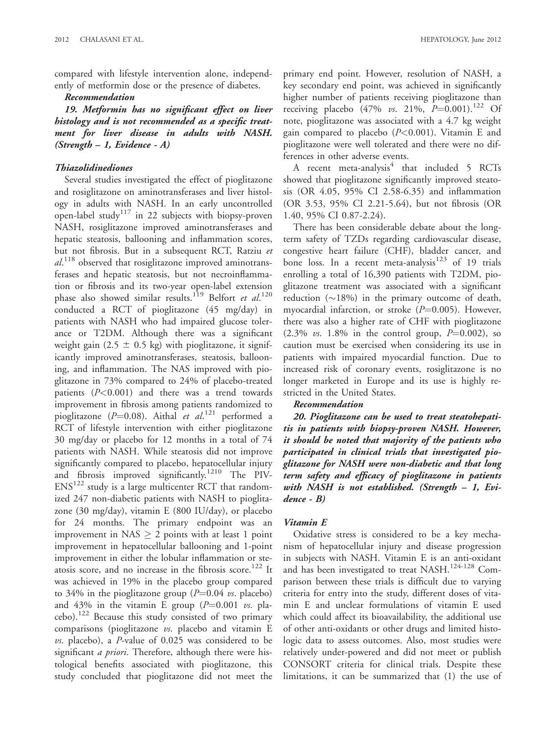compared with lifestyle intervention alone, independently of metformin dose or the presence of diabetes.

***Recommendation***

***19. Metformin has no significant effect on liver histology and is not recommended as a specific treatment for liver disease in adults with NASH. (Strength – 1, Evidence - A)***

### *Thiazolidinediones*

Several studies investigated the effect of pioglitazone and rosiglitazone on aminotransferases and liver histology in adults with NASH. In an early uncontrolled open-label study[117] in 22 subjects with biopsy-proven NASH, rosiglitazone improved aminotransferases and hepatic steatosis, ballooning and inflammation scores, but not fibrosis. But in a subsequent RCT, Ratziu *et al.*[118] observed that rosiglitazone improved aminotransferases and hepatic steatosis, but not necroinflammation or fibrosis and its two-year open-label extension phase also showed similar results.[119] Belfort *et al.*[120] conducted a RCT of pioglitazone (45 mg/day) in patients with NASH who had impaired glucose tolerance or T2DM. Although there was a significant weight gain (2.5 ± 0.5 kg) with pioglitazone, it significantly improved aminotransferases, steatosis, ballooning, and inflammation. The NAS improved with pioglitazone in 73% compared to 24% of placebo-treated patients ($P<0.001$) and there was a trend towards improvement in fibrosis among patients randomized to pioglitazone ($P=0.08$). Aithal *et al.*[121] performed a RCT of lifestyle intervention with either pioglitazone 30 mg/day or placebo for 12 months in a total of 74 patients with NASH. While steatosis did not improve significantly compared to placebo, hepatocellular injury and fibrosis improved significantly.[1210] The PIVENS[122] study is a large multicenter RCT that randomized 247 non-diabetic patients with NASH to pioglitazone (30 mg/day), vitamin E (800 IU/day), or placebo for 24 months. The primary endpoint was an improvement in NAS $\geq$ 2 points with at least 1 point improvement in hepatocellular ballooning and 1-point improvement in either the lobular inflammation or steatosis score, and no increase in the fibrosis score.[122] It was achieved in 19% in the placebo group compared to 34% in the pioglitazone group ($P=0.04$ *vs.* placebo) and 43% in the vitamin E group ($P=0.001$ *vs.* placebo).[122] Because this study consisted of two primary comparisons (pioglitazone *vs.* placebo and vitamin E *vs.* placebo), a *P*-value of 0.025 was considered to be significant *a priori*. Therefore, although there were histological benefits associated with pioglitazone, this study concluded that pioglitazone did not meet the primary end point. However, resolution of NASH, a key secondary end point, was achieved in significantly higher number of patients receiving pioglitazone than receiving placebo (47% *vs.* 21%, $P=0.001$).[122] Of note, pioglitazone was associated with a 4.7 kg weight gain compared to placebo ($P<0.001$). Vitamin E and pioglitazone were well tolerated and there were no differences in other adverse events.

A recent meta-analysis[4] that included 5 RCTs showed that pioglitazone significantly improved steatosis (OR 4.05, 95% CI 2.58-6.35) and inflammation (OR 3.53, 95% CI 2.21-5.64), but not fibrosis (OR 1.40, 95% CI 0.87-2.24).

There has been considerable debate about the long-term safety of TZDs regarding cardiovascular disease, congestive heart failure (CHF), bladder cancer, and bone loss. In a recent meta-analysis[123] of 19 trials enrolling a total of 16,390 patients with T2DM, pioglitazone treatment was associated with a significant reduction (~18%) in the primary outcome of death, myocardial infarction, or stroke ($P=0.005$). However, there was also a higher rate of CHF with pioglitazone (2.3% *vs.* 1.8% in the control group, $P=0.002$), so caution must be exercised when considering its use in patients with impaired myocardial function. Due to increased risk of coronary events, rosiglitazone is no longer marketed in Europe and its use is highly restricted in the United States.

***Recommendation***

***20. Pioglitazone can be used to treat steatohepatitis in patients with biopsy-proven NASH. However, it should be noted that majority of the patients who participated in clinical trials that investigated pioglitazone for NASH were non-diabetic and that long term safety and efficacy of pioglitazone in patients with NASH is not established. (Strength – 1, Evidence - B)***

### *Vitamin E*

Oxidative stress is considered to be a key mechanism of hepatocellular injury and disease progression in subjects with NASH. Vitamin E is an anti-oxidant and has been investigated to treat NASH.[124-128] Comparison between these trials is difficult due to varying criteria for entry into the study, different doses of vitamin E and unclear formulations of vitamin E used which could affect its bioavailability, the additional use of other anti-oxidants or other drugs and limited histologic data to assess outcomes. Also, most studies were relatively under-powered and did not meet or publish CONSORT criteria for clinical trials. Despite these limitations, it can be summarized that (1) the use of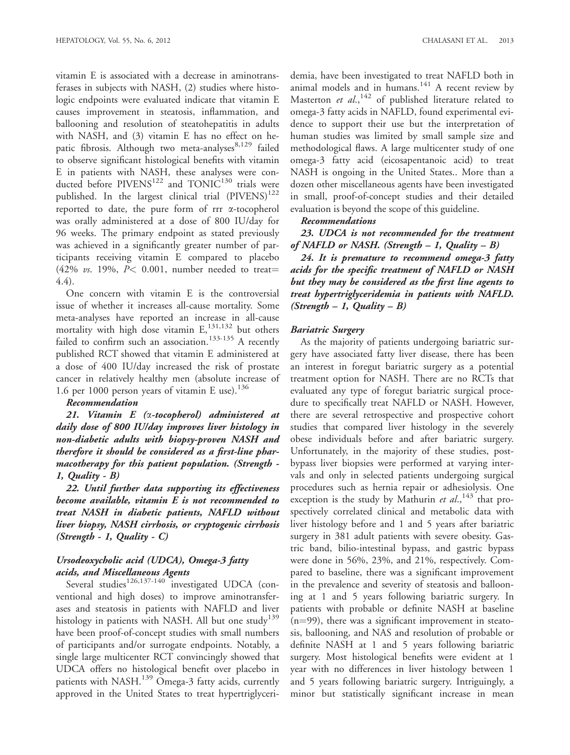vitamin E is associated with a decrease in aminotransferases in subjects with NASH, (2) studies where histologic endpoints were evaluated indicate that vitamin E causes improvement in steatosis, inflammation, and ballooning and resolution of steatohepatitis in adults with NASH, and (3) vitamin E has no effect on hepatic fibrosis. Although two meta-analyses[8,129] failed to observe significant histological benefits with vitamin E in patients with NASH, these analyses were conducted before PIVENS[122] and TONIC[130] trials were published. In the largest clinical trial (PIVENS)[122] reported to date, the pure form of rrr α-tocopherol was orally administered at a dose of 800 IU/day for 96 weeks. The primary endpoint as stated previously was achieved in a significantly greater number of participants receiving vitamin E compared to placebo (42% *vs.* 19%, $P < 0.001$, number needed to treat= 4.4).

One concern with vitamin E is the controversial issue of whether it increases all-cause mortality. Some meta-analyses have reported an increase in all-cause mortality with high dose vitamin E,[131,132] but others failed to confirm such an association.[133-135] A recently published RCT showed that vitamin E administered at a dose of 400 IU/day increased the risk of prostate cancer in relatively healthy men (absolute increase of 1.6 per 1000 person years of vitamin E use).[136]

***Recommendation***

***21. Vitamin E (α-tocopherol) administered at daily dose of 800 IU/day improves liver histology in non-diabetic adults with biopsy-proven NASH and therefore it should be considered as a first-line pharmacotherapy for this patient population. (Strength - 1, Quality - B)***

***22. Until further data supporting its effectiveness become available, vitamin E is not recommended to treat NASH in diabetic patients, NAFLD without liver biopsy, NASH cirrhosis, or cryptogenic cirrhosis (Strength - 1, Quality - C)***

### *Ursodeoxycholic acid (UDCA), Omega-3 fatty acids, and Miscellaneous Agents*

Several studies[126,137-140] investigated UDCA (conventional and high doses) to improve aminotransferases and steatosis in patients with NAFLD and liver histology in patients with NASH. All but one study[139] have been proof-of-concept studies with small numbers of participants and/or surrogate endpoints. Notably, a single large multicenter RCT convincingly showed that UDCA offers no histological benefit over placebo in patients with NASH.[139] Omega-3 fatty acids, currently approved in the United States to treat hypertriglyceridemia, have been investigated to treat NAFLD both in animal models and in humans.[141] A recent review by Masterton *et al.*,[142] of published literature related to omega-3 fatty acids in NAFLD, found experimental evidence to support their use but the interpretation of human studies was limited by small sample size and methodological flaws. A large multicenter study of one omega-3 fatty acid (eicosapentanoic acid) to treat NASH is ongoing in the United States.. More than a dozen other miscellaneous agents have been investigated in small, proof-of-concept studies and their detailed evaluation is beyond the scope of this guideline.

***Recommendations***

***23. UDCA is not recommended for the treatment of NAFLD or NASH. (Strength – 1, Quality – B)***

***24. It is premature to recommend omega-3 fatty acids for the specific treatment of NAFLD or NASH but they may be considered as the first line agents to treat hypertriglyceridemia in patients with NAFLD. (Strength – 1, Quality – B)***

### *Bariatric Surgery*

As the majority of patients undergoing bariatric surgery have associated fatty liver disease, there has been an interest in foregut bariatric surgery as a potential treatment option for NASH. There are no RCTs that evaluated any type of foregut bariatric surgical procedure to specifically treat NAFLD or NASH. However, there are several retrospective and prospective cohort studies that compared liver histology in the severely obese individuals before and after bariatric surgery. Unfortunately, in the majority of these studies, post-bypass liver biopsies were performed at varying intervals and only in selected patients undergoing surgical procedures such as hernia repair or adhesiolysis. One exception is the study by Mathurin *et al.*,[143] that prospectively correlated clinical and metabolic data with liver histology before and 1 and 5 years after bariatric surgery in 381 adult patients with severe obesity. Gastric band, bilio-intestinal bypass, and gastric bypass were done in 56%, 23%, and 21%, respectively. Compared to baseline, there was a significant improvement in the prevalence and severity of steatosis and ballooning at 1 and 5 years following bariatric surgery. In patients with probable or definite NASH at baseline (n=99), there was a significant improvement in steatosis, ballooning, and NAS and resolution of probable or definite NASH at 1 and 5 years following bariatric surgery. Most histological benefits were evident at 1 year with no differences in liver histology between 1 and 5 years following bariatric surgery. Intriguingly, a minor but statistically significant increase in mean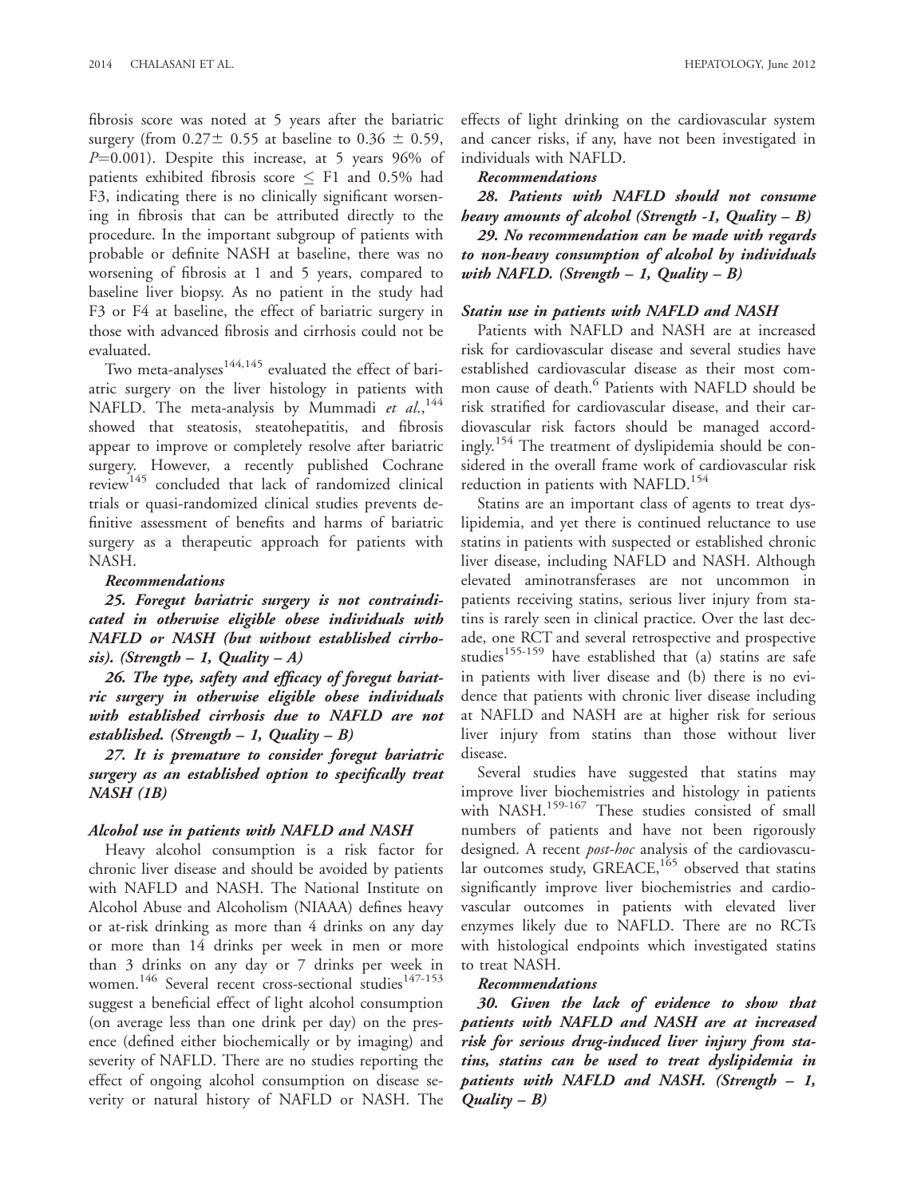fibrosis score was noted at 5 years after the bariatric surgery (from $0.27 \pm 0.55$ at baseline to $0.36 \pm 0.59$, $P=0.001$). Despite this increase, at 5 years 96% of patients exhibited fibrosis score $\leq$ F1 and 0.5% had F3, indicating there is no clinically significant worsening in fibrosis that can be attributed directly to the procedure. In the important subgroup of patients with probable or definite NASH at baseline, there was no worsening of fibrosis at 1 and 5 years, compared to baseline liver biopsy. As no patient in the study had F3 or F4 at baseline, the effect of bariatric surgery in those with advanced fibrosis and cirrhosis could not be evaluated.

Two meta-analyses[144,145] evaluated the effect of bariatric surgery on the liver histology in patients with NAFLD. The meta-analysis by Mummadi *et al.*,[144] showed that steatosis, steatohepatitis, and fibrosis appear to improve or completely resolve after bariatric surgery. However, a recently published Cochrane review[145] concluded that lack of randomized clinical trials or quasi-randomized clinical studies prevents definitive assessment of benefits and harms of bariatric surgery as a therapeutic approach for patients with NASH.

***Recommendations***

***25. Foregut bariatric surgery is not contraindicated in otherwise eligible obese individuals with NAFLD or NASH (but without established cirrhosis). (Strength – 1, Quality – A)***

***26. The type, safety and efficacy of foregut bariatric surgery in otherwise eligible obese individuals with established cirrhosis due to NAFLD are not established. (Strength – 1, Quality – B)***

***27. It is premature to consider foregut bariatric surgery as an established option to specifically treat NASH (1B)***

### *Alcohol use in patients with NAFLD and NASH*

Heavy alcohol consumption is a risk factor for chronic liver disease and should be avoided by patients with NAFLD and NASH. The National Institute on Alcohol Abuse and Alcoholism (NIAAA) defines heavy or at-risk drinking as more than 4 drinks on any day or more than 14 drinks per week in men or more than 3 drinks on any day or 7 drinks per week in women.[146] Several recent cross-sectional studies[147-153] suggest a beneficial effect of light alcohol consumption (on average less than one drink per day) on the presence (defined either biochemically or by imaging) and severity of NAFLD. There are no studies reporting the effect of ongoing alcohol consumption on disease severity or natural history of NAFLD or NASH. The effects of light drinking on the cardiovascular system and cancer risks, if any, have not been investigated in individuals with NAFLD.

***Recommendations***

***28. Patients with NAFLD should not consume heavy amounts of alcohol (Strength -1, Quality – B)***

***29. No recommendation can be made with regards to non-heavy consumption of alcohol by individuals with NAFLD. (Strength – 1, Quality – B)***

### *Statin use in patients with NAFLD and NASH*

Patients with NAFLD and NASH are at increased risk for cardiovascular disease and several studies have established cardiovascular disease as their most common cause of death.[6] Patients with NAFLD should be risk stratified for cardiovascular disease, and their cardiovascular risk factors should be managed accordingly.[154] The treatment of dyslipidemia should be considered in the overall frame work of cardiovascular risk reduction in patients with NAFLD.[154]

Statins are an important class of agents to treat dyslipidemia, and yet there is continued reluctance to use statins in patients with suspected or established chronic liver disease, including NAFLD and NASH. Although elevated aminotransferases are not uncommon in patients receiving statins, serious liver injury from statins is rarely seen in clinical practice. Over the last decade, one RCT and several retrospective and prospective studies[155-159] have established that (a) statins are safe in patients with liver disease and (b) there is no evidence that patients with chronic liver disease including at NAFLD and NASH are at higher risk for serious liver injury from statins than those without liver disease.

Several studies have suggested that statins may improve liver biochemistries and histology in patients with NASH.[159-167] These studies consisted of small numbers of patients and have not been rigorously designed. A recent *post-hoc* analysis of the cardiovascular outcomes study, GREACE,[165] observed that statins significantly improve liver biochemistries and cardiovascular outcomes in patients with elevated liver enzymes likely due to NAFLD. There are no RCTs with histological endpoints which investigated statins to treat NASH.

***Recommendations***

***30. Given the lack of evidence to show that patients with NAFLD and NASH are at increased risk for serious drug-induced liver injury from statins, statins can be used to treat dyslipidemia in patients with NAFLD and NASH. (Strength – 1, Quality – B)***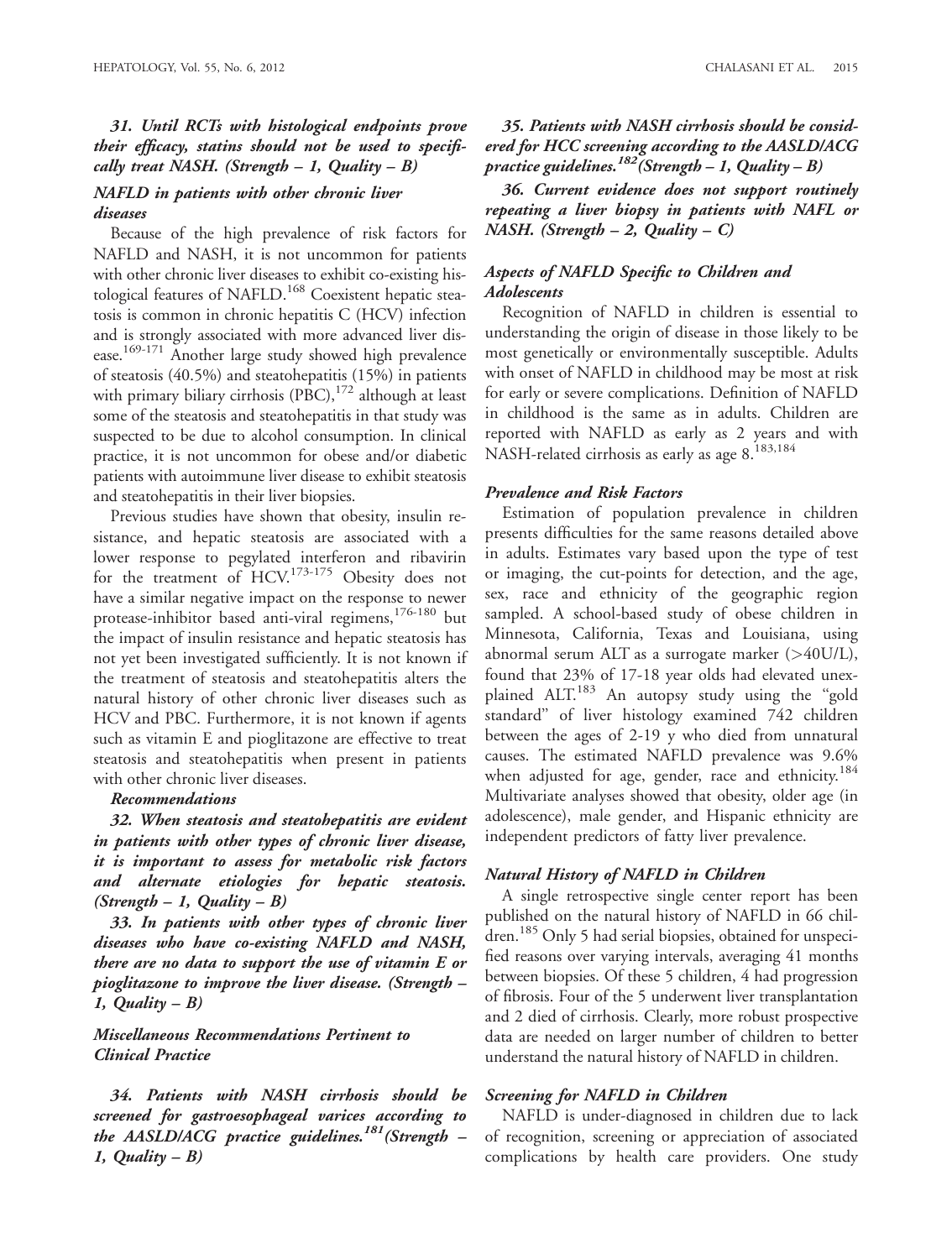***31. Until RCTs with histological endpoints prove their efficacy, statins should not be used to specifically treat NASH. (Strength – 1, Quality – B)***

### *NAFLD in patients with other chronic liver diseases*

Because of the high prevalence of risk factors for NAFLD and NASH, it is not uncommon for patients with other chronic liver diseases to exhibit co-existing histological features of NAFLD.[168] Coexistent hepatic steatosis is common in chronic hepatitis C (HCV) infection and is strongly associated with more advanced liver disease.[169-171] Another large study showed high prevalence of steatosis (40.5%) and steatohepatitis (15%) in patients with primary biliary cirrhosis (PBC),[172] although at least some of the steatosis and steatohepatitis in that study was suspected to be due to alcohol consumption. In clinical practice, it is not uncommon for obese and/or diabetic patients with autoimmune liver disease to exhibit steatosis and steatohepatitis in their liver biopsies.

Previous studies have shown that obesity, insulin resistance, and hepatic steatosis are associated with a lower response to pegylated interferon and ribavirin for the treatment of HCV.[173-175] Obesity does not have a similar negative impact on the response to newer protease-inhibitor based anti-viral regimens,[176-180] but the impact of insulin resistance and hepatic steatosis has not yet been investigated sufficiently. It is not known if the treatment of steatosis and steatohepatitis alters the natural history of other chronic liver diseases such as HCV and PBC. Furthermore, it is not known if agents such as vitamin E and pioglitazone are effective to treat steatosis and steatohepatitis when present in patients with other chronic liver diseases.

***Recommendations***

***32. When steatosis and steatohepatitis are evident in patients with other types of chronic liver disease, it is important to assess for metabolic risk factors and alternate etiologies for hepatic steatosis. (Strength – 1, Quality – B)***

***33. In patients with other types of chronic liver diseases who have co-existing NAFLD and NASH, there are no data to support the use of vitamin E or pioglitazone to improve the liver disease. (Strength – 1, Quality – B)***

### *Miscellaneous Recommendations Pertinent to Clinical Practice*

***34. Patients with NASH cirrhosis should be screened for gastroesophageal varices according to the AASLD/ACG practice guidelines.[181] (Strength – 1, Quality – B)***

***35. Patients with NASH cirrhosis should be considered for HCC screening according to the AASLD/ACG practice guidelines.[182] (Strength – 1, Quality – B)***

***36. Current evidence does not support routinely repeating a liver biopsy in patients with NAFL or NASH. (Strength – 2, Quality – C)***

### *Aspects of NAFLD Specific to Children and Adolescents*

Recognition of NAFLD in children is essential to understanding the origin of disease in those likely to be most genetically or environmentally susceptible. Adults with onset of NAFLD in childhood may be most at risk for early or severe complications. Definition of NAFLD in childhood is the same as in adults. Children are reported with NAFLD as early as 2 years and with NASH-related cirrhosis as early as age 8.[183,184]

#### *Prevalence and Risk Factors*

Estimation of population prevalence in children presents difficulties for the same reasons detailed above in adults. Estimates vary based upon the type of test or imaging, the cut-points for detection, and the age, sex, race and ethnicity of the geographic region sampled. A school-based study of obese children in Minnesota, California, Texas and Louisiana, using abnormal serum ALT as a surrogate marker (>40U/L), found that 23% of 17-18 year olds had elevated unexplained ALT.[183] An autopsy study using the "gold standard" of liver histology examined 742 children between the ages of 2-19 y who died from unnatural causes. The estimated NAFLD prevalence was 9.6% when adjusted for age, gender, race and ethnicity.[184] Multivariate analyses showed that obesity, older age (in adolescence), male gender, and Hispanic ethnicity are independent predictors of fatty liver prevalence.

#### *Natural History of NAFLD in Children*

A single retrospective single center report has been published on the natural history of NAFLD in 66 children.[185] Only 5 had serial biopsies, obtained for unspecified reasons over varying intervals, averaging 41 months between biopsies. Of these 5 children, 4 had progression of fibrosis. Four of the 5 underwent liver transplantation and 2 died of cirrhosis. Clearly, more robust prospective data are needed on larger number of children to better understand the natural history of NAFLD in children.

#### *Screening for NAFLD in Children*

NAFLD is under-diagnosed in children due to lack of recognition, screening or appreciation of associated complications by health care providers. One study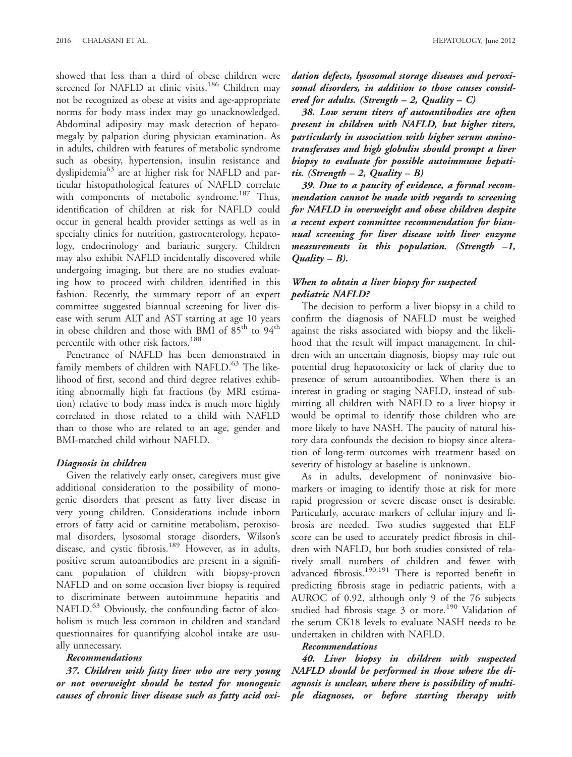showed that less than a third of obese children were screened for NAFLD at clinic visits.[186] Children may not be recognized as obese at visits and age-appropriate norms for body mass index may go unacknowledged. Abdominal adiposity may mask detection of hepatomegaly by palpation during physician examination. As in adults, children with features of metabolic syndrome such as obesity, hypertension, insulin resistance and dyslipidemia[63] are at higher risk for NAFLD and particular histopathological features of NAFLD correlate with components of metabolic syndrome.[187] Thus, identification of children at risk for NAFLD could occur in general health provider settings as well as in specialty clinics for nutrition, gastroenterology, hepatology, endocrinology and bariatric surgery. Children may also exhibit NAFLD incidentally discovered while undergoing imaging, but there are no studies evaluating how to proceed with children identified in this fashion. Recently, the summary report of an expert committee suggested biannual screening for liver disease with serum ALT and AST starting at age 10 years in obese children and those with BMI of 85th to 94th percentile with other risk factors.[188]

Penetrance of NAFLD has been demonstrated in family members of children with NAFLD.[63] The likelihood of first, second and third degree relatives exhibiting abnormally high fat fractions (by MRI estimation) relative to body mass index is much more highly correlated in those related to a child with NAFLD than to those who are related to an age, gender and BMI-matched child without NAFLD.

### *Diagnosis in children*

Given the relatively early onset, caregivers must give additional consideration to the possibility of monogenic disorders that present as fatty liver disease in very young children. Considerations include inborn errors of fatty acid or carnitine metabolism, peroxisomal disorders, lysosomal storage disorders, Wilson's disease, and cystic fibrosis.[189] However, as in adults, positive serum autoantibodies are present in a significant population of children with biopsy-proven NAFLD and on some occasion liver biopsy is required to discriminate between autoimmune hepatitis and NAFLD.[63] Obviously, the confounding factor of alcoholism is much less common in children and standard questionnaires for quantifying alcohol intake are usually unnecessary.

*Recommendations*

***37. Children with fatty liver who are very young or not overweight should be tested for monogenic causes of chronic liver disease such as fatty acid oxidation defects, lysosomal storage diseases and peroxisomal disorders, in addition to those causes considered for adults. (Strength – 2, Quality – C)***

***38. Low serum titers of autoantibodies are often present in children with NAFLD, but higher titers, particularly in association with higher serum aminotransferases and high globulin should prompt a liver biopsy to evaluate for possible autoimmune hepatitis. (Strength – 2, Quality – B)***

***39. Due to a paucity of evidence, a formal recommendation cannot be made with regards to screening for NAFLD in overweight and obese children despite a recent expert committee recommendation for biannual screening for liver disease with liver enzyme measurements in this population. (Strength –1, Quality – B).***

### *When to obtain a liver biopsy for suspected pediatric NAFLD?*

The decision to perform a liver biopsy in a child to confirm the diagnosis of NAFLD must be weighed against the risks associated with biopsy and the likelihood that the result will impact management. In children with an uncertain diagnosis, biopsy may rule out potential drug hepatotoxicity or lack of clarity due to presence of serum autoantibodies. When there is an interest in grading or staging NAFLD, instead of submitting all children with NAFLD to a liver biopsy it would be optimal to identify those children who are more likely to have NASH. The paucity of natural history data confounds the decision to biopsy since alteration of long-term outcomes with treatment based on severity of histology at baseline is unknown.

As in adults, development of noninvasive biomarkers or imaging to identify those at risk for more rapid progression or severe disease onset is desirable. Particularly, accurate markers of cellular injury and fibrosis are needed. Two studies suggested that ELF score can be used to accurately predict fibrosis in children with NAFLD, but both studies consisted of relatively small numbers of children and fewer with advanced fibrosis.[190,191] There is reported benefit in predicting fibrosis stage in pediatric patients, with a AUROC of 0.92, although only 9 of the 76 subjects studied had fibrosis stage 3 or more.[190] Validation of the serum CK18 levels to evaluate NASH needs to be undertaken in children with NAFLD.

*Recommendations*

***40. Liver biopsy in children with suspected NAFLD should be performed in those where the diagnosis is unclear, where there is possibility of multiple diagnoses, or before starting therapy with***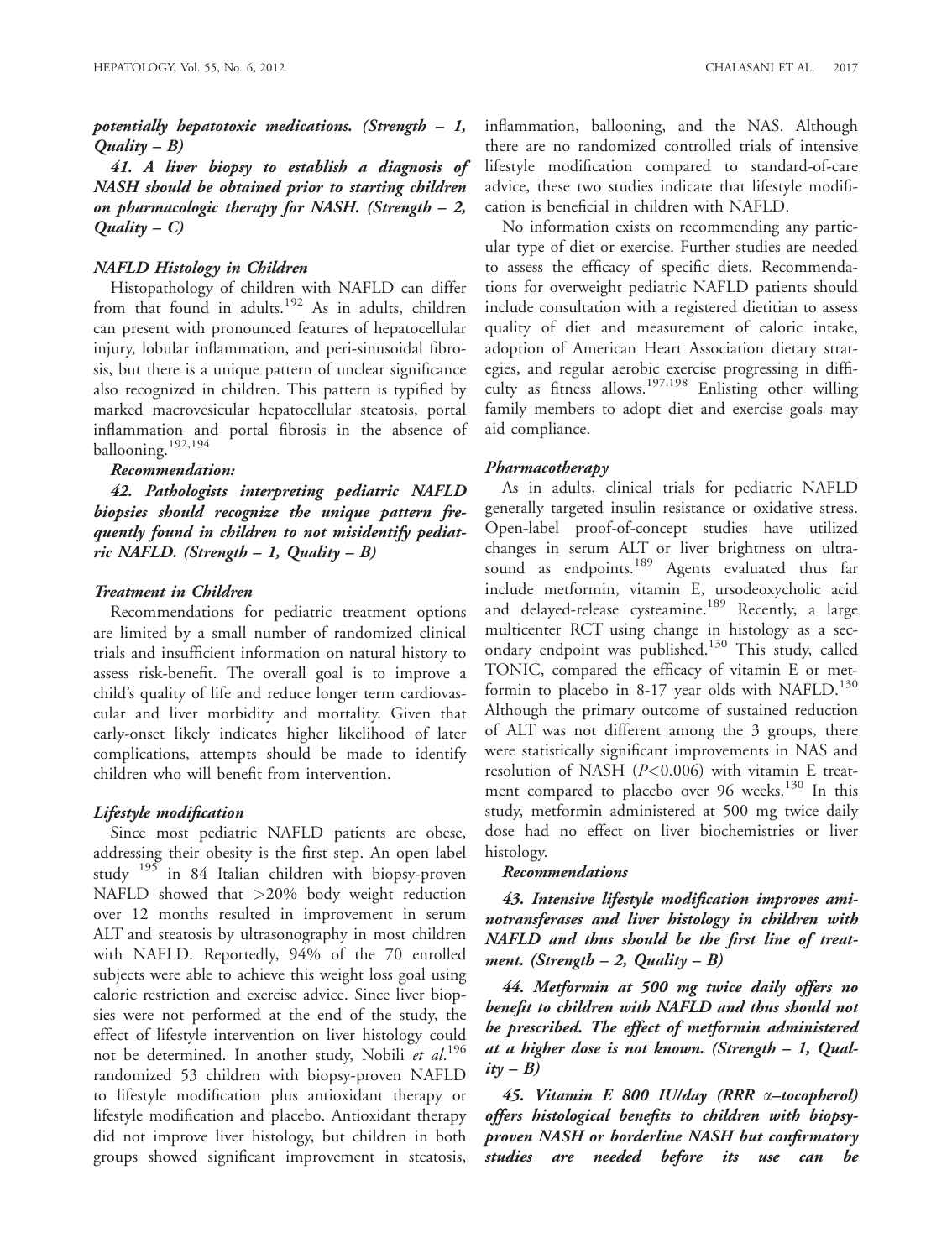***potentially hepatotoxic medications. (Strength – 1, Quality – B)***

***41. A liver biopsy to establish a diagnosis of NASH should be obtained prior to starting children on pharmacologic therapy for NASH. (Strength – 2, Quality – C)***

### *NAFLD Histology in Children*

Histopathology of children with NAFLD can differ from that found in adults.[192] As in adults, children can present with pronounced features of hepatocellular injury, lobular inflammation, and peri-sinusoidal fibrosis, but there is a unique pattern of unclear significance also recognized in children. This pattern is typified by marked macrovesicular hepatocellular steatosis, portal inflammation and portal fibrosis in the absence of ballooning.[192,194]

***Recommendation:***

***42. Pathologists interpreting pediatric NAFLD biopsies should recognize the unique pattern frequently found in children to not misidentify pediatric NAFLD. (Strength – 1, Quality – B)***

### *Treatment in Children*

Recommendations for pediatric treatment options are limited by a small number of randomized clinical trials and insufficient information on natural history to assess risk-benefit. The overall goal is to improve a child's quality of life and reduce longer term cardiovascular and liver morbidity and mortality. Given that early-onset likely indicates higher likelihood of later complications, attempts should be made to identify children who will benefit from intervention.

### *Lifestyle modification*

Since most pediatric NAFLD patients are obese, addressing their obesity is the first step. An open label study [195] in 84 Italian children with biopsy-proven NAFLD showed that >20% body weight reduction over 12 months resulted in improvement in serum ALT and steatosis by ultrasonography in most children with NAFLD. Reportedly, 94% of the 70 enrolled subjects were able to achieve this weight loss goal using caloric restriction and exercise advice. Since liver biopsies were not performed at the end of the study, the effect of lifestyle intervention on liver histology could not be determined. In another study, Nobili *et al.*[196] randomized 53 children with biopsy-proven NAFLD to lifestyle modification plus antioxidant therapy or lifestyle modification and placebo. Antioxidant therapy did not improve liver histology, but children in both groups showed significant improvement in steatosis, inflammation, ballooning, and the NAS. Although there are no randomized controlled trials of intensive lifestyle modification compared to standard-of-care advice, these two studies indicate that lifestyle modification is beneficial in children with NAFLD.

No information exists on recommending any particular type of diet or exercise. Further studies are needed to assess the efficacy of specific diets. Recommendations for overweight pediatric NAFLD patients should include consultation with a registered dietitian to assess quality of diet and measurement of caloric intake, adoption of American Heart Association dietary strategies, and regular aerobic exercise progressing in difficulty as fitness allows.[197,198] Enlisting other willing family members to adopt diet and exercise goals may aid compliance.

### *Pharmacotherapy*

As in adults, clinical trials for pediatric NAFLD generally targeted insulin resistance or oxidative stress. Open-label proof-of-concept studies have utilized changes in serum ALT or liver brightness on ultrasound as endpoints.[189] Agents evaluated thus far include metformin, vitamin E, ursodeoxycholic acid and delayed-release cysteamine.[189] Recently, a large multicenter RCT using change in histology as a secondary endpoint was published.[130] This study, called TONIC, compared the efficacy of vitamin E or metformin to placebo in 8-17 year olds with NAFLD.[130] Although the primary outcome of sustained reduction of ALT was not different among the 3 groups, there were statistically significant improvements in NAS and resolution of NASH ($P<0.006$) with vitamin E treatment compared to placebo over 96 weeks.[130] In this study, metformin administered at 500 mg twice daily dose had no effect on liver biochemistries or liver histology.

***Recommendations***

***43. Intensive lifestyle modification improves aminotransferases and liver histology in children with NAFLD and thus should be the first line of treatment. (Strength – 2, Quality – B)***

***44. Metformin at 500 mg twice daily offers no benefit to children with NAFLD and thus should not be prescribed. The effect of metformin administered at a higher dose is not known. (Strength – 1, Quality – B)***

***45. Vitamin E 800 IU/day (RRR α–tocopherol) offers histological benefits to children with biopsy-proven NASH or borderline NASH but confirmatory studies are needed before its use can be***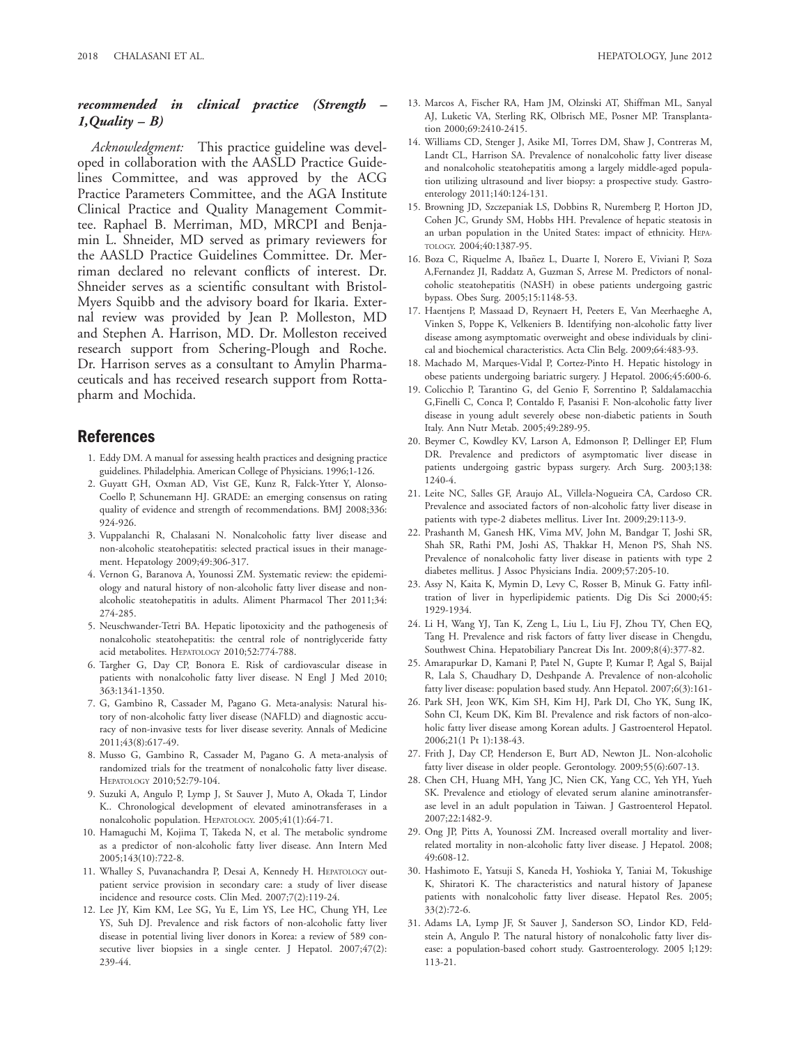*recommended in clinical practice (Strength – 1,Quality – B)*

*Acknowledgment:* This practice guideline was developed in collaboration with the AASLD Practice Guidelines Committee, and was approved by the ACG Practice Parameters Committee, and the AGA Institute Clinical Practice and Quality Management Committee. Raphael B. Merriman, MD, MRCPI and Benjamin L. Shneider, MD served as primary reviewers for the AASLD Practice Guidelines Committee. Dr. Merriman declared no relevant conflicts of interest. Dr. Shneider serves as a scientific consultant with Bristol-Myers Squibb and the advisory board for Ikaria. External review was provided by Jean P. Molleston, MD and Stephen A. Harrison, MD. Dr. Molleston received research support from Schering-Plough and Roche. Dr. Harrison serves as a consultant to Amylin Pharmaceuticals and has received research support from Rottapharm and Mochida.

## References

1. Eddy DM. A manual for assessing health practices and designing practice guidelines. Philadelphia. American College of Physicians. 1996;1-126.
2. Guyatt GH, Oxman AD, Vist GE, Kunz R, Falck-Ytter Y, Alonso-Coello P, Schunemann HJ. GRADE: an emerging consensus on rating quality of evidence and strength of recommendations. BMJ 2008;336: 924-926.
3. Vuppalanchi R, Chalasani N. Nonalcoholic fatty liver disease and non-alcoholic steatohepatitis: selected practical issues in their management. Hepatology 2009;49:306-317.
4. Vernon G, Baranova A, Younossi ZM. Systematic review: the epidemiology and natural history of non-alcoholic fatty liver disease and nonalcoholic steatohepatitis in adults. Aliment Pharmacol Ther 2011;34: 274-285.
5. Neuschwander-Tetri BA. Hepatic lipotoxicity and the pathogenesis of nonalcoholic steatohepatitis: the central role of nontriglyceride fatty acid metabolites. HEPATOLOGY 2010;52:774-788.
6. Targher G, Day CP, Bonora E. Risk of cardiovascular disease in patients with nonalcoholic fatty liver disease. N Engl J Med 2010; 363:1341-1350.
7. G, Gambino R, Cassader M, Pagano G. Meta-analysis: Natural history of non-alcoholic fatty liver disease (NAFLD) and diagnostic accuracy of non-invasive tests for liver disease severity. Annals of Medicine 2011;43(8):617-49.
8. Musso G, Gambino R, Cassader M, Pagano G. A meta-analysis of randomized trials for the treatment of nonalcoholic fatty liver disease. HEPATOLOGY 2010;52:79-104.
9. Suzuki A, Angulo P, Lymp J, St Sauver J, Muto A, Okada T, Lindor K.. Chronological development of elevated aminotransferases in a nonalcoholic population. HEPATOLOGY. 2005;41(1):64-71.
10. Hamaguchi M, Kojima T, Takeda N, et al. The metabolic syndrome as a predictor of non-alcoholic fatty liver disease. Ann Intern Med 2005;143(10):722-8.
11. Whalley S, Puvanachandra P, Desai A, Kennedy H. HEPATOLOGY outpatient service provision in secondary care: a study of liver disease incidence and resource costs. Clin Med. 2007;7(2):119-24.
12. Lee JY, Kim KM, Lee SG, Yu E, Lim YS, Lee HC, Chung YH, Lee YS, Suh DJ. Prevalence and risk factors of non-alcoholic fatty liver disease in potential living liver donors in Korea: a review of 589 consecutive liver biopsies in a single center. J Hepatol. 2007;47(2): 239-44.
13. Marcos A, Fischer RA, Ham JM, Olzinski AT, Shiffman ML, Sanyal AJ, Luketic VA, Sterling RK, Olbrisch ME, Posner MP. Transplantation 2000;69:2410-2415.
14. Williams CD, Stenger J, Asike MI, Torres DM, Shaw J, Contreras M, Landt CL, Harrison SA. Prevalence of nonalcoholic fatty liver disease and nonalcoholic steatohepatitis among a largely middle-aged population utilizing ultrasound and liver biopsy: a prospective study. Gastroenterology 2011;140:124-131.
15. Browning JD, Szczepaniak LS, Dobbins R, Nuremberg P, Horton JD, Cohen JC, Grundy SM, Hobbs HH. Prevalence of hepatic steatosis in an urban population in the United States: impact of ethnicity. HEPATOLOGY. 2004;40:1387-95.
16. Boza C, Riquelme A, Ibañez L, Duarte I, Norero E, Viviani P, Soza A,Fernandez JI, Raddatz A, Guzman S, Arrese M. Predictors of nonalcoholic steatohepatitis (NASH) in obese patients undergoing gastric bypass. Obes Surg. 2005;15:1148-53.
17. Haentjens P, Massaad D, Reynaert H, Peeters E, Van Meerhaeghe A, Vinken S, Poppe K, Velkeniers B. Identifying non-alcoholic fatty liver disease among asymptomatic overweight and obese individuals by clinical and biochemical characteristics. Acta Clin Belg. 2009;64:483-93.
18. Machado M, Marques-Vidal P, Cortez-Pinto H. Hepatic histology in obese patients undergoing bariatric surgery. J Hepatol. 2006;45:600-6.
19. Colicchio P, Tarantino G, del Genio F, Sorrentino P, Saldalamacchia G,Finelli C, Conca P, Contaldo F, Pasanisi F. Non-alcoholic fatty liver disease in young adult severely obese non-diabetic patients in South Italy. Ann Nutr Metab. 2005;49:289-95.
20. Beymer C, Kowdley KV, Larson A, Edmonson P, Dellinger EP, Flum DR. Prevalence and predictors of asymptomatic liver disease in patients undergoing gastric bypass surgery. Arch Surg. 2003;138: 1240-4.
21. Leite NC, Salles GF, Araujo AL, Villela-Nogueira CA, Cardoso CR. Prevalence and associated factors of non-alcoholic fatty liver disease in patients with type-2 diabetes mellitus. Liver Int. 2009;29:113-9.
22. Prashanth M, Ganesh HK, Vima MV, John M, Bandgar T, Joshi SR, Shah SR, Rathi PM, Joshi AS, Thakkar H, Menon PS, Shah NS. Prevalence of nonalcoholic fatty liver disease in patients with type 2 diabetes mellitus. J Assoc Physicians India. 2009;57:205-10.
23. Assy N, Kaita K, Mymin D, Levy C, Rosser B, Minuk G. Fatty infiltration of liver in hyperlipidemic patients. Dig Dis Sci 2000;45: 1929-1934.
24. Li H, Wang YJ, Tan K, Zeng L, Liu L, Liu FJ, Zhou TY, Chen EQ, Tang H. Prevalence and risk factors of fatty liver disease in Chengdu, Southwest China. Hepatobiliary Pancreat Dis Int. 2009;8(4):377-82.
25. Amarapurkar D, Kamani P, Patel N, Gupte P, Kumar P, Agal S, Baijal R, Lala S, Chaudhary D, Deshpande A. Prevalence of non-alcoholic fatty liver disease: population based study. Ann Hepatol. 2007;6(3):161-
26. Park SH, Jeon WK, Kim SH, Kim HJ, Park DI, Cho YK, Sung IK, Sohn CI, Keum DK, Kim BI. Prevalence and risk factors of non-alcoholic fatty liver disease among Korean adults. J Gastroenterol Hepatol. 2006;21(1 Pt 1):138-43.
27. Frith J, Day CP, Henderson E, Burt AD, Newton JL. Non-alcoholic fatty liver disease in older people. Gerontology. 2009;55(6):607-13.
28. Chen CH, Huang MH, Yang JC, Nien CK, Yang CC, Yeh YH, Yueh SK. Prevalence and etiology of elevated serum alanine aminotransferase level in an adult population in Taiwan. J Gastroenterol Hepatol. 2007;22:1482-9.
29. Ong JP, Pitts A, Younossi ZM. Increased overall mortality and liver-related mortality in non-alcoholic fatty liver disease. J Hepatol. 2008; 49:608-12.
30. Hashimoto E, Yatsuji S, Kaneda H, Yoshioka Y, Taniai M, Tokushige K, Shiratori K. The characteristics and natural history of Japanese patients with nonalcoholic fatty liver disease. Hepatol Res. 2005; 33(2):72-6.
31. Adams LA, Lymp JF, St Sauver J, Sanderson SO, Lindor KD, Feldstein A, Angulo P. The natural history of nonalcoholic fatty liver disease: a population-based cohort study. Gastroenterology. 2005 l;129: 113-21.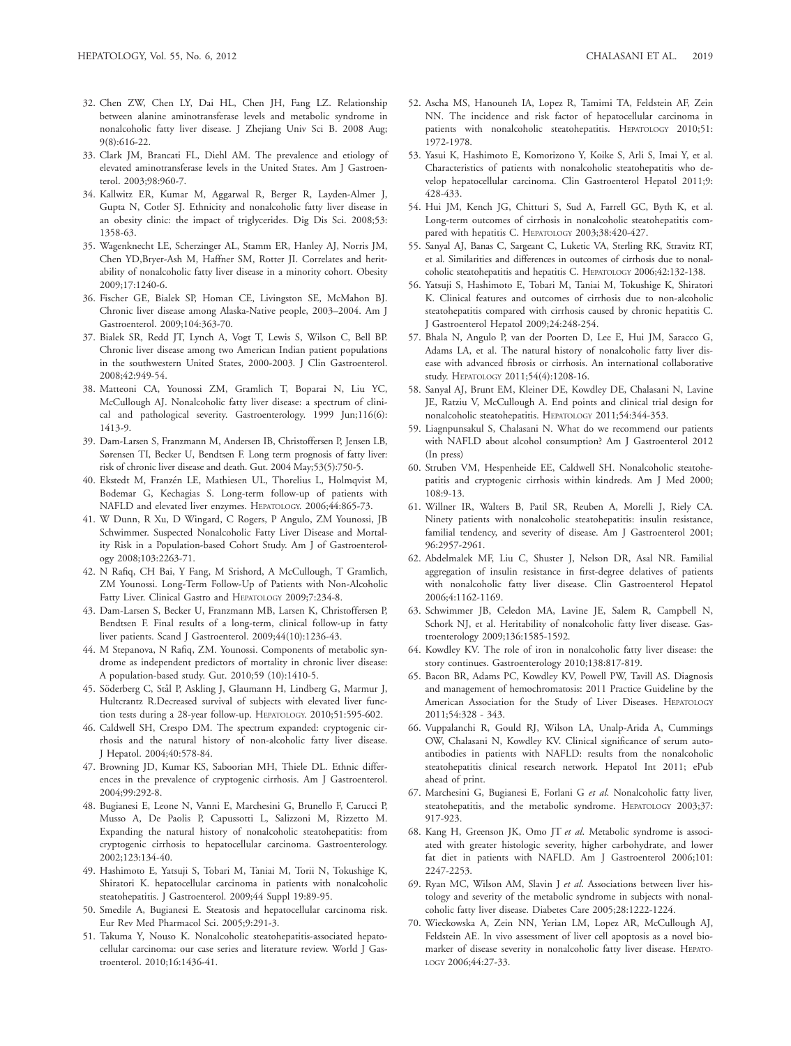32. Chen ZW, Chen LY, Dai HL, Chen JH, Fang LZ. Relationship between alanine aminotransferase levels and metabolic syndrome in nonalcoholic fatty liver disease. J Zhejiang Univ Sci B. 2008 Aug; 9(8):616-22.
33. Clark JM, Brancati FL, Diehl AM. The prevalence and etiology of elevated aminotransferase levels in the United States. Am J Gastroenterol. 2003;98:960-7.
34. Kallwitz ER, Kumar M, Aggarwal R, Berger R, Layden-Almer J, Gupta N, Cotler SJ. Ethnicity and nonalcoholic fatty liver disease in an obesity clinic: the impact of triglycerides. Dig Dis Sci. 2008;53: 1358-63.
35. Wagenknecht LE, Scherzinger AL, Stamm ER, Hanley AJ, Norris JM, Chen YD,Bryer-Ash M, Haffner SM, Rotter JI. Correlates and heritability of nonalcoholic fatty liver disease in a minority cohort. Obesity 2009;17:1240-6.
36. Fischer GE, Bialek SP, Homan CE, Livingston SE, McMahon BJ. Chronic liver disease among Alaska-Native people, 2003–2004. Am J Gastroenterol. 2009;104:363-70.
37. Bialek SR, Redd JT, Lynch A, Vogt T, Lewis S, Wilson C, Bell BP. Chronic liver disease among two American Indian patient populations in the southwestern United States, 2000-2003. J Clin Gastroenterol. 2008;42:949-54.
38. Matteoni CA, Younossi ZM, Gramlich T, Boparai N, Liu YC, McCullough AJ. Nonalcoholic fatty liver disease: a spectrum of clinical and pathological severity. Gastroenterology. 1999 Jun;116(6): 1413-9.
39. Dam-Larsen S, Franzmann M, Andersen IB, Christoffersen P, Jensen LB, Sørensen TI, Becker U, Bendtsen F. Long term prognosis of fatty liver: risk of chronic liver disease and death. Gut. 2004 May;53(5):750-5.
40. Ekstedt M, Franzén LE, Mathiesen UL, Thorelius L, Holmqvist M, Bodemar G, Kechagias S. Long-term follow-up of patients with NAFLD and elevated liver enzymes. HEPATOLOGY. 2006;44:865-73.
41. W Dunn, R Xu, D Wingard, C Rogers, P Angulo, ZM Younossi, JB Schwimmer. Suspected Nonalcoholic Fatty Liver Disease and Mortality Risk in a Population-based Cohort Study. Am J of Gastroenterology 2008;103:2263-71.
42. N Rafiq, CH Bai, Y Fang, M Srishord, A McCullough, T Gramlich, ZM Younossi. Long-Term Follow-Up of Patients with Non-Alcoholic Fatty Liver. Clinical Gastro and HEPATOLOGY 2009;7:234-8.
43. Dam-Larsen S, Becker U, Franzmann MB, Larsen K, Christoffersen P, Bendtsen F. Final results of a long-term, clinical follow-up in fatty liver patients. Scand J Gastroenterol. 2009;44(10):1236-43.
44. M Stepanova, N Rafiq, ZM. Younossi. Components of metabolic syndrome as independent predictors of mortality in chronic liver disease: A population-based study. Gut. 2010;59 (10):1410-5.
45. Söderberg C, Stål P, Askling J, Glaumann H, Lindberg G, Marmur J, Hultcrantz R.Decreased survival of subjects with elevated liver function tests during a 28-year follow-up. HEPATOLOGY. 2010;51:595-602.
46. Caldwell SH, Crespo DM. The spectrum expanded: cryptogenic cirrhosis and the natural history of non-alcoholic fatty liver disease. J Hepatol. 2004;40:578-84.
47. Browning JD, Kumar KS, Saboorian MH, Thiele DL. Ethnic differences in the prevalence of cryptogenic cirrhosis. Am J Gastroenterol. 2004;99:292-8.
48. Bugianesi E, Leone N, Vanni E, Marchesini G, Brunello F, Carucci P, Musso A, De Paolis P, Capussotti L, Salizzoni M, Rizzetto M. Expanding the natural history of nonalcoholic steatohepatitis: from cryptogenic cirrhosis to hepatocellular carcinoma. Gastroenterology. 2002;123:134-40.
49. Hashimoto E, Yatsuji S, Tobari M, Taniai M, Torii N, Tokushige K, Shiratori K. hepatocellular carcinoma in patients with nonalcoholic steatohepatitis. J Gastroenterol. 2009;44 Suppl 19:89-95.
50. Smedile A, Bugianesi E. Steatosis and hepatocellular carcinoma risk. Eur Rev Med Pharmacol Sci. 2005;9:291-3.
51. Takuma Y, Nouso K. Nonalcoholic steatohepatitis-associated hepatocellular carcinoma: our case series and literature review. World J Gastroenterol. 2010;16:1436-41.
52. Ascha MS, Hanouneh IA, Lopez R, Tamimi TA, Feldstein AF, Zein NN. The incidence and risk factor of hepatocellular carcinoma in patients with nonalcoholic steatohepatitis. HEPATOLOGY 2010;51: 1972-1978.
53. Yasui K, Hashimoto E, Komorizono Y, Koike S, Arli S, Imai Y, et al. Characteristics of patients with nonalcoholic steatohepatitis who develop hepatocellular carcinoma. Clin Gastroenterol Hepatol 2011;9: 428-433.
54. Hui JM, Kench JG, Chitturi S, Sud A, Farrell GC, Byth K, et al. Long-term outcomes of cirrhosis in nonalcoholic steatohepatitis compared with hepatitis C. HEPATOLOGY 2003;38:420-427.
55. Sanyal AJ, Banas C, Sargeant C, Luketic VA, Sterling RK, Stravitz RT, et al. Similarities and differences in outcomes of cirrhosis due to nonalcoholic steatohepatitis and hepatitis C. HEPATOLOGY 2006;42:132-138.
56. Yatsuji S, Hashimoto E, Tobari M, Taniai M, Tokushige K, Shiratori K. Clinical features and outcomes of cirrhosis due to non-alcoholic steatohepatitis compared with cirrhosis caused by chronic hepatitis C. J Gastroenterol Hepatol 2009;24:248-254.
57. Bhala N, Angulo P, van der Poorten D, Lee E, Hui JM, Saracco G, Adams LA, et al. The natural history of nonalcoholic fatty liver disease with advanced fibrosis or cirrhosis. An international collaborative study. HEPATOLOGY 2011;54(4):1208-16.
58. Sanyal AJ, Brunt EM, Kleiner DE, Kowdley DE, Chalasani N, Lavine JE, Ratziu V, McCullough A. End points and clinical trial design for nonalcoholic steatohepatitis. HEPATOLOGY 2011;54:344-353.
59. Liagnpunsakul S, Chalasani N. What do we recommend our patients with NAFLD about alcohol consumption? Am J Gastroenterol 2012 (In press)
60. Struben VM, Hespenheide EE, Caldwell SH. Nonalcoholic steatohepatitis and cryptogenic cirrhosis within kindreds. Am J Med 2000; 108:9-13.
61. Willner IR, Walters B, Patil SR, Reuben A, Morelli J, Riely CA. Ninety patients with nonalcoholic steatohepatitis: insulin resistance, familial tendency, and severity of disease. Am J Gastroenterol 2001; 96:2957-2961.
62. Abdelmalek MF, Liu C, Shuster J, Nelson DR, Asal NR. Familial aggregation of insulin resistance in first-degree delatives of patients with nonalcoholic fatty liver disease. Clin Gastroenterol Hepatol 2006;4:1162-1169.
63. Schwimmer JB, Celedon MA, Lavine JE, Salem R, Campbell N, Schork NJ, et al. Heritability of nonalcoholic fatty liver disease. Gastroenterology 2009;136:1585-1592.
64. Kowdley KV. The role of iron in nonalcoholic fatty liver disease: the story continues. Gastroenterology 2010;138:817-819.
65. Bacon BR, Adams PC, Kowdley KV, Powell PW, Tavill AS. Diagnosis and management of hemochromatosis: 2011 Practice Guideline by the American Association for the Study of Liver Diseases. HEPATOLOGY 2011;54:328 - 343.
66. Vuppalanchi R, Gould RJ, Wilson LA, Unalp-Arida A, Cummings OW, Chalasani N, Kowdley KV. Clinical significance of serum autoantibodies in patients with NAFLD: results from the nonalcoholic steatohepatitis clinical research network. Hepatol Int 2011; ePub ahead of print.
67. Marchesini G, Bugianesi E, Forlani G *et al*. Nonalcoholic fatty liver, steatohepatitis, and the metabolic syndrome. HEPATOLOGY 2003;37: 917-923.
68. Kang H, Greenson JK, Omo JT *et al*. Metabolic syndrome is associated with greater histologic severity, higher carbohydrate, and lower fat diet in patients with NAFLD. Am J Gastroenterol 2006;101: 2247-2253.
69. Ryan MC, Wilson AM, Slavin J *et al*. Associations between liver histology and severity of the metabolic syndrome in subjects with nonalcoholic fatty liver disease. Diabetes Care 2005;28:1222-1224.
70. Wieckowska A, Zein NN, Yerian LM, Lopez AR, McCullough AJ, Feldstein AE. In vivo assessment of liver cell apoptosis as a novel biomarker of disease severity in nonalcoholic fatty liver disease. HEPATOLOGY 2006;44:27-33.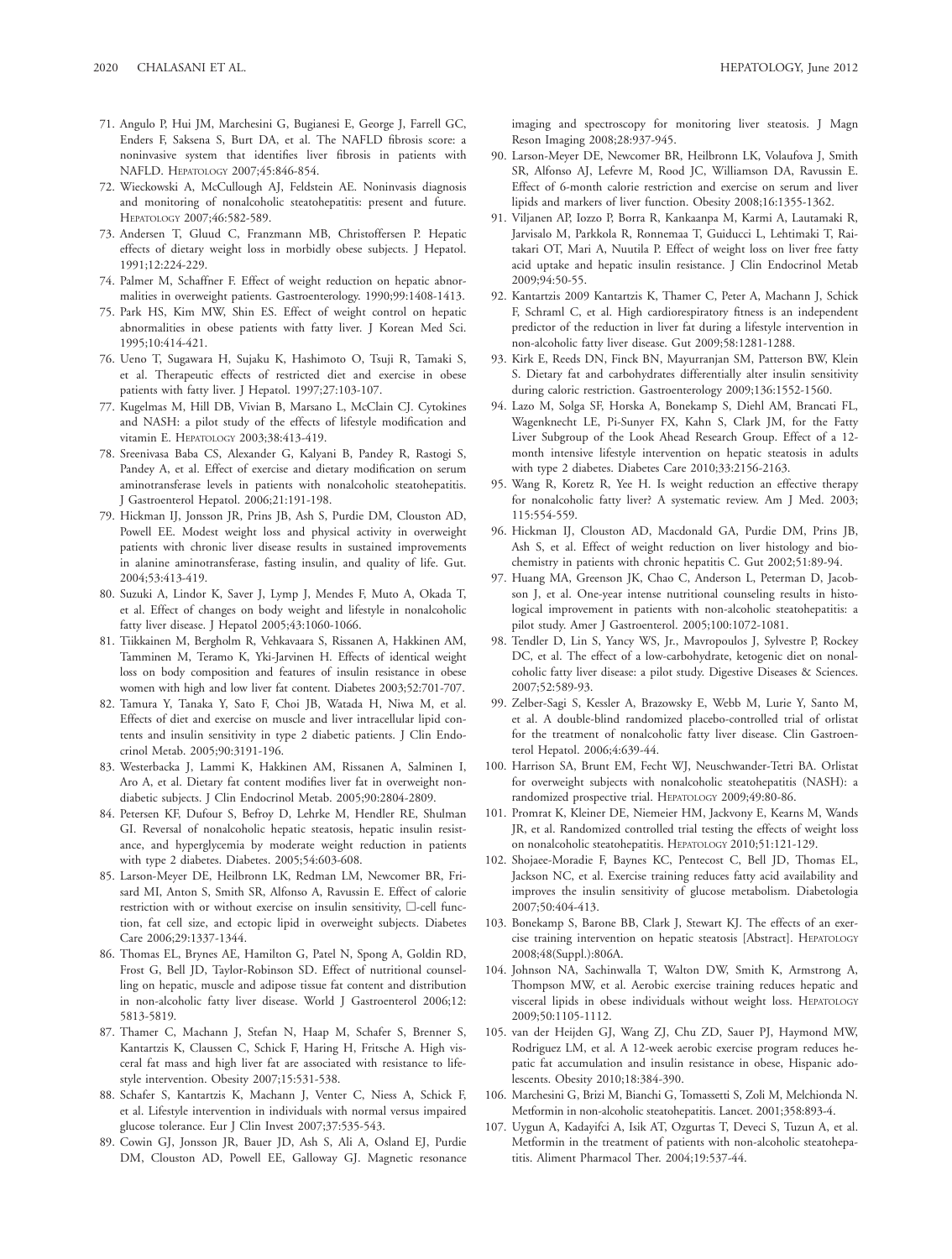71. Angulo P, Hui JM, Marchesini G, Bugianesi E, George J, Farrell GC, Enders F, Saksena S, Burt DA, et al. The NAFLD fibrosis score: a noninvasive system that identifies liver fibrosis in patients with NAFLD. HEPATOLOGY 2007;45:846-854.
72. Wieckowski A, McCullough AJ, Feldstein AE. Noninvasis diagnosis and monitoring of nonalcoholic steatohepatitis: present and future. HEPATOLOGY 2007;46:582-589.
73. Andersen T, Gluud C, Franzmann MB, Christoffersen P. Hepatic effects of dietary weight loss in morbidly obese subjects. J Hepatol. 1991;12:224-229.
74. Palmer M, Schaffner F. Effect of weight reduction on hepatic abnormalities in overweight patients. Gastroenterology. 1990;99:1408-1413.
75. Park HS, Kim MW, Shin ES. Effect of weight control on hepatic abnormalities in obese patients with fatty liver. J Korean Med Sci. 1995;10:414-421.
76. Ueno T, Sugawara H, Sujaku K, Hashimoto O, Tsuji R, Tamaki S, et al. Therapeutic effects of restricted diet and exercise in obese patients with fatty liver. J Hepatol. 1997;27:103-107.
77. Kugelmas M, Hill DB, Vivian B, Marsano L, McClain CJ. Cytokines and NASH: a pilot study of the effects of lifestyle modification and vitamin E. HEPATOLOGY 2003;38:413-419.
78. Sreenivasa Baba CS, Alexander G, Kalyani B, Pandey R, Rastogi S, Pandey A, et al. Effect of exercise and dietary modification on serum aminotransferase levels in patients with nonalcoholic steatohepatitis. J Gastroenterol Hepatol. 2006;21:191-198.
79. Hickman IJ, Jonsson JR, Prins JB, Ash S, Purdie DM, Clouston AD, Powell EE. Modest weight loss and physical activity in overweight patients with chronic liver disease results in sustained improvements in alanine aminotransferase, fasting insulin, and quality of life. Gut. 2004;53:413-419.
80. Suzuki A, Lindor K, Saver J, Lymp J, Mendes F, Muto A, Okada T, et al. Effect of changes on body weight and lifestyle in nonalcoholic fatty liver disease. J Hepatol 2005;43:1060-1066.
81. Tiikkainen M, Bergholm R, Vehkavaara S, Rissanen A, Hakkinen AM, Tamminen M, Teramo K, Yki-Jarvinen H. Effects of identical weight loss on body composition and features of insulin resistance in obese women with high and low liver fat content. Diabetes 2003;52:701-707.
82. Tamura Y, Tanaka Y, Sato F, Choi JB, Watada H, Niwa M, et al. Effects of diet and exercise on muscle and liver intracellular lipid contents and insulin sensitivity in type 2 diabetic patients. J Clin Endocrinol Metab. 2005;90:3191-196.
83. Westerbacka J, Lammi K, Hakkinen AM, Rissanen A, Salminen I, Aro A, et al. Dietary fat content modifies liver fat in overweight nondiabetic subjects. J Clin Endocrinol Metab. 2005;90:2804-2809.
84. Petersen KF, Dufour S, Befroy D, Lehrke M, Hendler RE, Shulman GI. Reversal of nonalcoholic hepatic steatosis, hepatic insulin resistance, and hyperglycemia by moderate weight reduction in patients with type 2 diabetes. Diabetes. 2005;54:603-608.
85. Larson-Meyer DE, Heilbronn LK, Redman LM, Newcomer BR, Frisard MI, Anton S, Smith SR, Alfonso A, Ravussin E. Effect of calorie restriction with or without exercise on insulin sensitivity, □-cell function, fat cell size, and ectopic lipid in overweight subjects. Diabetes Care 2006;29:1337-1344.
86. Thomas EL, Brynes AE, Hamilton G, Patel N, Spong A, Goldin RD, Frost G, Bell JD, Taylor-Robinson SD. Effect of nutritional counselling on hepatic, muscle and adipose tissue fat content and distribution in non-alcoholic fatty liver disease. World J Gastroenterol 2006;12: 5813-5819.
87. Thamer C, Machann J, Stefan N, Haap M, Schafer S, Brenner S, Kantartzis K, Claussen C, Schick F, Haring H, Fritsche A. High visceral fat mass and high liver fat are associated with resistance to lifestyle intervention. Obesity 2007;15:531-538.
88. Schafer S, Kantartzis K, Machann J, Venter C, Niess A, Schick F, et al. Lifestyle intervention in individuals with normal versus impaired glucose tolerance. Eur J Clin Invest 2007;37:535-543.
89. Cowin GJ, Jonsson JR, Bauer JD, Ash S, Ali A, Osland EJ, Purdie DM, Clouston AD, Powell EE, Galloway GJ. Magnetic resonance imaging and spectroscopy for monitoring liver steatosis. J Magn Reson Imaging 2008;28:937-945.
90. Larson-Meyer DE, Newcomer BR, Heilbronn LK, Volaufova J, Smith SR, Alfonso AJ, Lefevre M, Rood JC, Williamson DA, Ravussin E. Effect of 6-month calorie restriction and exercise on serum and liver lipids and markers of liver function. Obesity 2008;16:1355-1362.
91. Viljanen AP, Iozzo P, Borra R, Kankaanpa M, Karmi A, Lautamaki R, Jarvisalo M, Parkkola R, Ronnemaa T, Guiducci L, Lehtimaki T, Raitakari OT, Mari A, Nuutila P. Effect of weight loss on liver free fatty acid uptake and hepatic insulin resistance. J Clin Endocrinol Metab 2009;94:50-55.
92. Kantartzis 2009 Kantartzis K, Thamer C, Peter A, Machann J, Schick F, Schraml C, et al. High cardiorespiratory fitness is an independent predictor of the reduction in liver fat during a lifestyle intervention in non-alcoholic fatty liver disease. Gut 2009;58:1281-1288.
93. Kirk E, Reeds DN, Finck BN, Mayurranjan SM, Patterson BW, Klein S. Dietary fat and carbohydrates differentially alter insulin sensitivity during caloric restriction. Gastroenterology 2009;136:1552-1560.
94. Lazo M, Solga SF, Horska A, Bonekamp S, Diehl AM, Brancati FL, Wagenknecht LE, Pi-Sunyer FX, Kahn S, Clark JM, for the Fatty Liver Subgroup of the Look Ahead Research Group. Effect of a 12-month intensive lifestyle intervention on hepatic steatosis in adults with type 2 diabetes. Diabetes Care 2010;33:2156-2163.
95. Wang R, Koretz R, Yee H. Is weight reduction an effective therapy for nonalcoholic fatty liver? A systematic review. Am J Med. 2003; 115:554-559.
96. Hickman IJ, Clouston AD, Macdonald GA, Purdie DM, Prins JB, Ash S, et al. Effect of weight reduction on liver histology and biochemistry in patients with chronic hepatitis C. Gut 2002;51:89-94.
97. Huang MA, Greenson JK, Chao C, Anderson L, Peterman D, Jacobson J, et al. One-year intense nutritional counseling results in histological improvement in patients with non-alcoholic steatohepatitis: a pilot study. Amer J Gastroenterol. 2005;100:1072-1081.
98. Tendler D, Lin S, Yancy WS, Jr., Mavropoulos J, Sylvestre P, Rockey DC, et al. The effect of a low-carbohydrate, ketogenic diet on nonalcoholic fatty liver disease: a pilot study. Digestive Diseases & Sciences. 2007;52:589-93.
99. Zelber-Sagi S, Kessler A, Brazowsky E, Webb M, Lurie Y, Santo M, et al. A double-blind randomized placebo-controlled trial of orlistat for the treatment of nonalcoholic fatty liver disease. Clin Gastroenterol Hepatol. 2006;4:639-44.
100. Harrison SA, Brunt EM, Fecht WJ, Neuschwander-Tetri BA. Orlistat for overweight subjects with nonalcoholic steatohepatitis (NASH): a randomized prospective trial. HEPATOLOGY 2009;49:80-86.
101. Promrat K, Kleiner DE, Niemeier HM, Jackvony E, Kearns M, Wands JR, et al. Randomized controlled trial testing the effects of weight loss on nonalcoholic steatohepatitis. HEPATOLOGY 2010;51:121-129.
102. Shojaee-Moradie F, Baynes KC, Pentecost C, Bell JD, Thomas EL, Jackson NC, et al. Exercise training reduces fatty acid availability and improves the insulin sensitivity of glucose metabolism. Diabetologia 2007;50:404-413.
103. Bonekamp S, Barone BB, Clark J, Stewart KJ. The effects of an exercise training intervention on hepatic steatosis [Abstract]. HEPATOLOGY 2008;48(Suppl.):806A.
104. Johnson NA, Sachinwalla T, Walton DW, Smith K, Armstrong A, Thompson MW, et al. Aerobic exercise training reduces hepatic and visceral lipids in obese individuals without weight loss. HEPATOLOGY 2009;50:1105-1112.
105. van der Heijden GJ, Wang ZJ, Chu ZD, Sauer PJ, Haymond MW, Rodriguez LM, et al. A 12-week aerobic exercise program reduces hepatic fat accumulation and insulin resistance in obese, Hispanic adolescents. Obesity 2010;18:384-390.
106. Marchesini G, Brizi M, Bianchi G, Tomassetti S, Zoli M, Melchionda N. Metformin in non-alcoholic steatohepatitis. Lancet. 2001;358:893-4.
107. Uygun A, Kadayifci A, Isik AT, Ozgurtas T, Deveci S, Tuzun A, et al. Metformin in the treatment of patients with non-alcoholic steatohepatitis. Aliment Pharmacol Ther. 2004;19:537-44.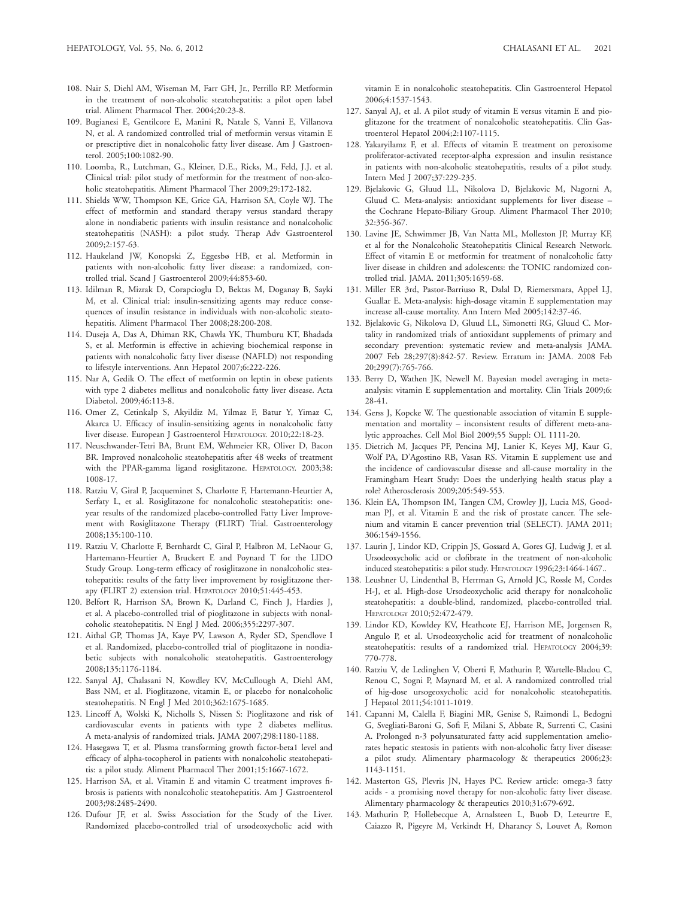108. Nair S, Diehl AM, Wiseman M, Farr GH, Jr., Perrillo RP. Metformin in the treatment of non-alcoholic steatohepatitis: a pilot open label trial. Aliment Pharmacol Ther. 2004;20:23-8.

109. Bugianesi E, Gentilcore E, Manini R, Natale S, Vanni E, Villanova N, et al. A randomized controlled trial of metformin versus vitamin E or prescriptive diet in nonalcoholic fatty liver disease. Am J Gastroenterol. 2005;100:1082-90.

110. Loomba, R., Lutchman, G., Kleiner, D.E., Ricks, M., Feld, J.J. et al. Clinical trial: pilot study of metformin for the treatment of non-alcoholic steatohepatitis. Aliment Pharmacol Ther 2009;29:172-182.

111. Shields WW, Thompson KE, Grice GA, Harrison SA, Coyle WJ. The effect of metformin and standard therapy versus standard therapy alone in nondiabetic patients with insulin resistance and nonalcoholic steatohepatitis (NASH): a pilot study. Therap Adv Gastroenterol 2009;2:157-63.

112. Haukeland JW, Konopski Z, Eggesbø HB, et al. Metformin in patients with non-alcoholic fatty liver disease: a randomized, controlled trial. Scand J Gastroenterol 2009;44:853-60.

113. Idilman R, Mizrak D, Corapcioglu D, Bektas M, Doganay B, Sayki M, et al. Clinical trial: insulin-sensitizing agents may reduce consequences of insulin resistance in individuals with non-alcoholic steatohepatitis. Aliment Pharmacol Ther 2008;28:200-208.

114. Duseja A, Das A, Dhiman RK, Chawla YK, Thumburu KT, Bhadada S, et al. Metformin is effective in achieving biochemical response in patients with nonalcoholic fatty liver disease (NAFLD) not responding to lifestyle interventions. Ann Hepatol 2007;6:222-226.

115. Nar A, Gedik O. The effect of metformin on leptin in obese patients with type 2 diabetes mellitus and nonalcoholic fatty liver disease. Acta Diabetol. 2009;46:113-8.

116. Omer Z, Cetinkalp S, Akyildiz M, Yilmaz F, Batur Y, Yimaz C, Akarca U. Efficacy of insulin-sensitizing agents in nonalcoholic fatty liver disease. European J Gastroenterol HEPATOLOGY. 2010;22:18-23.

117. Neuschwander-Tetri BA, Brunt EM, Wehmeier KR, Oliver D, Bacon BR. Improved nonalcoholic steatohepatitis after 48 weeks of treatment with the PPAR-gamma ligand rosiglitazone. HEPATOLOGY. 2003;38:1008-17.

118. Ratziu V, Giral P, Jacqueminet S, Charlotte F, Hartemann-Heurtier A, Serfaty L, et al. Rosiglitazone for nonalcoholic steatohepatitis: one-year results of the randomized placebo-controlled Fatty Liver Improvement with Rosiglitazone Therapy (FLIRT) Trial. Gastroenterology 2008;135:100-110.

119. Ratziu V, Charlotte F, Bernhardt C, Giral P, Halbron M, LeNaour G, Hartemann-Heurtier A, Bruckert E and Poynard T for the LIDO Study Group. Long-term efficacy of rosiglitazone in nonalcoholic steatohepatitis: results of the fatty liver improvement by rosiglitazone therapy (FLIRT 2) extension trial. HEPATOLOGY 2010;51:445-453.

120. Belfort R, Harrison SA, Brown K, Darland C, Finch J, Hardies J, et al. A placebo-controlled trial of pioglitazone in subjects with nonalcoholic steatohepatitis. N Engl J Med. 2006;355:2297-307.

121. Aithal GP, Thomas JA, Kaye PV, Lawson A, Ryder SD, Spendlove I et al. Randomized, placebo-controlled trial of pioglitazone in nondiabetic subjects with nonalcoholic steatohepatitis. Gastroenterology 2008;135:1176-1184.

122. Sanyal AJ, Chalasani N, Kowdley KV, McCullough A, Diehl AM, Bass NM, et al. Pioglitazone, vitamin E, or placebo for nonalcoholic steatohepatitis. N Engl J Med 2010;362:1675-1685.

123. Lincoff A, Wolski K, Nicholls S, Nissen S: Pioglitazone and risk of cardiovascular events in patients with type 2 diabetes mellitus. A meta-analysis of randomized trials. JAMA 2007;298:1180-1188.

124. Hasegawa T, et al. Plasma transforming growth factor-beta1 level and efficacy of alpha-tocopherol in patients with nonalcoholic steatohepatitis: a pilot study. Aliment Pharmacol Ther 2001;15:1667-1672.

125. Harrison SA, et al. Vitamin E and vitamin C treatment improves fibrosis is patients with nonalcoholic steatohepatitis. Am J Gastroenterol 2003;98:2485-2490.

126. Dufour JF, et al. Swiss Association for the Study of the Liver. Randomized placebo-controlled trial of ursodeoxycholic acid with vitamin E in nonalcoholic steatohepatitis. Clin Gastroenterol Hepatol 2006;4:1537-1543.

127. Sanyal AJ, et al. A pilot study of vitamin E versus vitamin E and pioglitazone for the treatment of nonalcoholic steatohepatitis. Clin Gastroenterol Hepatol 2004;2:1107-1115.

128. Yakaryilamz F, et al. Effects of vitamin E treatment on peroxisome proliferator-activated receptor-alpha expression and insulin resistance in patients with non-alcoholic steatohepatitis, results of a pilot study. Intern Med J 2007;37:229-235.

129. Bjelakovic G, Gluud LL, Nikolova D, Bjelakovic M, Nagorni A, Gluud C. Meta-analysis: antioxidant supplements for liver disease – the Cochrane Hepato-Biliary Group. Aliment Pharmacol Ther 2010; 32:356-367.

130. Lavine JE, Schwimmer JB, Van Natta ML, Molleston JP, Murray KF, et al for the Nonalcoholic Steatohepatitis Clinical Research Network. Effect of vitamin E or metformin for treatment of nonalcoholic fatty liver disease in children and adolescents: the TONIC randomized controlled trial. JAMA. 2011;305:1659-68.

131. Miller ER 3rd, Pastor-Barriuso R, Dalal D, Riemersmara, Appel LJ, Guallar E. Meta-analysis: high-dosage vitamin E supplementation may increase all-cause mortality. Ann Intern Med 2005;142:37-46.

132. Bjelakovic G, Nikolova D, Gluud LL, Simonetti RG, Gluud C. Mortality in randomized trials of antioxidant supplements of primary and secondary prevention: systematic review and meta-analysis JAMA. 2007 Feb 28;297(8):842-57. Review. Erratum in: JAMA. 2008 Feb 20;299(7):765-766.

133. Berry D, Wathen JK, Newell M. Bayesian model averaging in meta-analysis: vitamin E supplementation and mortality. Clin Trials 2009;6: 28-41.

134. Gerss J, Kopcke W. The questionable association of vitamin E supplementation and mortality – inconsistent results of different meta-analytic approaches. Cell Mol Biol 2009;55 Suppl: OL 1111-20.

135. Dietrich M, Jacques PF, Pencina MJ, Lanier K, Keyes MJ, Kaur G, Wolf PA, D'Agostino RB, Vasan RS. Vitamin E supplement use and the incidence of cardiovascular disease and all-cause mortality in the Framingham Heart Study: Does the underlying health status play a role? Atherosclerosis 2009;205:549-553.

136. Klein EA, Thompson IM, Tangen CM, Crowley JJ, Lucia MS, Goodman PJ, et al. Vitamin E and the risk of prostate cancer. The selenium and vitamin E cancer prevention trial (SELECT). JAMA 2011; 306:1549-1556.

137. Laurin J, Lindor KD, Crippin JS, Gossard A, Gores GJ, Ludwig J, et al. Ursodeoxycholic acid or clofibrate in the treatment of non-alcohol induced steatohepatitis: a pilot study. HEPATOLOGY 1996;23:1464-1467..

138. Leushner U, Lindenthal B, Herrman G, Arnold JC, Rossle M, Cordes H-J, et al. High-dose Ursodeoxycholic acid therapy for nonalcoholic steatohepatitis: a double-blind, randomized, placebo-controlled trial. HEPATOLOGY 2010;52:472-479.

139. Lindor KD, Kowldey KV, Heathcote EJ, Harrison ME, Jorgensen R, Angulo P, et al. Ursodeoxycholic acid for treatment of nonalcoholic steatohepatitis: results of a randomized trial. HEPATOLOGY 2004;39: 770-778.

140. Ratziu V, de Ledinghen V, Oberti F, Mathurin P, Wartelle-Bladou C, Renou C, Sogni P, Maynard M, et al. A randomized controlled trial of hig-dose ursogeoxycholic acid for nonalcoholic steatohepatitis. J Hepatol 2011;54:1011-1019.

141. Capanni M, Calella F, Biagini MR, Genise S, Raimondi L, Bedogni G, Svegliati-Baroni G, Sofi F, Milani S, Abbate R, Surrenti C, Casini A. Prolonged n-3 polyunsaturated fatty acid supplementation ameliorates hepatic steatosis in patients with non-alcoholic fatty liver disease: a pilot study. Alimentary pharmacology & therapeutics 2006;23: 1143-1151.

142. Masterton GS, Plevris JN, Hayes PC. Review article: omega-3 fatty acids - a promising novel therapy for non-alcoholic fatty liver disease. Alimentary pharmacology & therapeutics 2010;31:679-692.

143. Mathurin P, Hollebecque A, Arnalsteen L, Buob D, Leteurtre E, Caiazzo R, Pigeyre M, Verkindt H, Dharancy S, Louvet A, Romon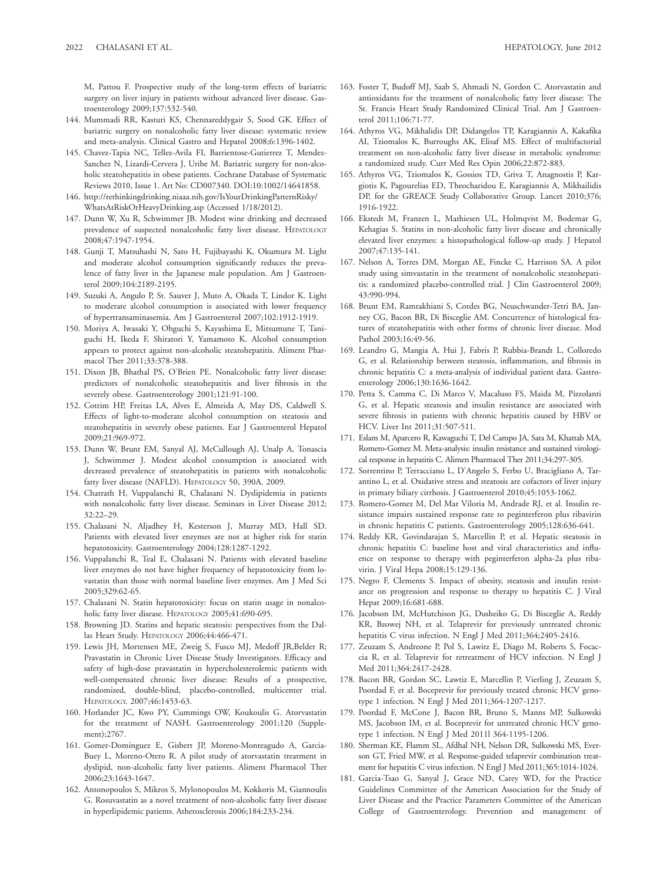M, Pattou F. Prospective study of the long-term effects of bariatric surgery on liver injury in patients without advanced liver disease. Gastroenterology 2009;137:532-540.

144. Mummadi RR, Kasturi KS, Chennareddygair S, Sood GK. Effect of bariatric surgery on nonalcoholic fatty liver disease: systematic review and meta-analysis. Clinical Gastro and Hepatol 2008;6:1396-1402.

145. Chavez-Tapia NC, Tellez-Avila FI, Barrientose-Gutierrez T, Mendez-Sanchez N, Lizardi-Cervera J, Uribe M. Bariatric surgery for non-alcoholic steatohepatitis in obese patients. Cochrane Database of Systematic Reviews 2010, Issue 1. Art No: CD007340. DOI:10:1002/14641858.

146. http://rethinkingdrinking.niaaa.nih.gov/IsYourDrinkingPatternRisky/WhatsAtRiskOrHeavyDrinking.asp (Accessed 1/18/2012).

147. Dunn W, Xu R, Schwimmer JB. Modest wine drinking and decreased prevalence of suspected nonalcoholic fatty liver disease. HEPATOLOGY 2008;47:1947-1954.

148. Gunji T, Matsuhashi N, Sato H, Fujibayashi K, Okumura M. Light and moderate alcohol consumption significantly reduces the prevalence of fatty liver in the Japanese male population. Am J Gastroenterol 2009;104:2189-2195.

149. Suzuki A, Angulo P, St. Sauver J, Muto A, Okada T, Lindor K. Light to moderate alcohol consumption is associated with lower frequency of hypertransaminasemia. Am J Gastroenterol 2007;102:1912-1919.

150. Moriya A, Iwasaki Y, Ohguchi S, Kayashima E, Mitsumune T, Taniguchi H, Ikeda F, Shiratori Y, Yamamoto K. Alcohol consumption appears to protect against non-alcoholic steatohepatitis. Aliment Pharmacol Ther 2011;33:378-388.

151. Dixon JB, Bhathal PS, O'Brien PE. Nonalcoholic fatty liver disease: predictors of nonalcoholic steatohepatitis and liver fibrosis in the severely obese. Gastroenterology 2001;121:91-100.

152. Cotrim HP, Freitas LA, Alves E, Almeida A, May DS, Caldwell S. Effects of light-to-moderate alcohol consumption on steatosis and steatohepatitis in severely obese patients. Eur J Gastroenterol Hepatol 2009;21:969-972.

153. Dunn W, Brunt EM, Sanyal AJ, McCullough AJ, Unalp A, Tonascia J, Schwimmer J. Modest alcohol consumption is associated with decreased prevalence of steatohepatitis in patients with nonalcoholic fatty liver disease (NAFLD). HEPATOLOGY 50, 390A. 2009.

154. Chatrath H, Vuppalanchi R, Chalasani N. Dyslipidemia in patients with nonalcoholic fatty liver disease. Seminars in Liver Disease 2012; 32:22–29.

155. Chalasani N, Aljadhey H, Kesterson J, Murray MD, Hall SD. Patients with elevated liver enzymes are not at higher risk for statin hepatotoxicity. Gastroenterology 2004;128:1287-1292.

156. Vuppalanchi R, Teal E, Chalasani N. Patients with elevated baseline liver enzymes do not have higher frequency of hepatotoxicity from lovastatin than those with normal baseline liver enzymes. Am J Med Sci 2005;329:62-65.

157. Chalasani N. Statin hepatotoxicity: focus on statin usage in nonalcoholic fatty liver disease. HEPATOLOGY 2005;41:690-695.

158. Browning JD. Statins and hepatic steatosis: perspectives from the Dallas Heart Study. HEPATOLOGY 2006;44:466-471.

159. Lewis JH, Mortensen ME, Zweig S, Fusco MJ, Medoff JR,Belder R; Pravastatin in Chronic Liver Disease Study Investigators. Efficacy and safety of high-dose pravastatin in hypercholesterolemic patients with well-compensated chronic liver disease: Results of a prospective, randomized, double-blind, placebo-controlled, multicenter trial. HEPATOLOGY. 2007;46:1453-63.

160. Horlander JC, Kwo PY, Cummings OW, Koukoulis G. Atorvastatin for the treatment of NASH. Gastroenterology 2001;120 (Supplement);2767.

161. Gomer-Dominguez E, Gisbert JP, Moreno-Monteagudo A, Garcia-Buey L, Moreno-Otero R. A pilot study of atorvastatin treatment in dyslipid, non-alcoholic fatty liver patients. Aliment Pharmacol Ther 2006;23:1643-1647.

162. Antonopoulos S, Mikros S, Mylonopoulos M, Kokkoris M, Giannoulis G. Rosuvastatin as a novel treatment of non-alcoholic fatty liver disease in hyperlipidemic patients. Atherosclerosis 2006;184:233-234.

163. Foster T, Budoff MJ, Saab S, Ahmadi N, Gordon C. Atorvastatin and antioxidants for the treatment of nonalcoholic fatty liver disease: The St. Francis Heart Study Randomized Clinical Trial. Am J Gastroenterol 2011;106:71-77.

164. Athyros VG, Mikhalidis DP, Didangelos TP, Karagiannis A, Kakafika AI, Tziomalos K, Burroughs AK, Elisaf MS. Effect of multifactorial treatment on non-alcoholic fatty liver disease in metabolic syndrome: a randomized study. Curr Med Res Opin 2006;22:872-883.

165. Athyros VG, Tziomalos K, Gossios TD, Griva T, Anagnostis P, Kargiotis K, Pagourelias ED, Theocharidou E, Karagiannis A, Mikhailidis DP, for the GREACE Study Collaborative Group. Lancet 2010;376; 1916-1922.

166. Ekstedt M, Franzen L, Mathiesen UL, Holmqvist M, Bodemar G, Kehagias S. Statins in non-alcoholic fatty liver disease and chronically elevated liver enzymes: a histopathological follow-up study. J Hepatol 2007;47:135-141.

167. Nelson A, Torres DM, Morgan AE, Fincke C, Harrison SA. A pilot study using simvastatin in the treatment of nonalcoholic steatohepatitis: a randomized placebo-controlled trial. J Clin Gastroenterol 2009; 43:990-994.

168. Brunt EM, Ramrakhiani S, Cordes BG, Neuschwander-Tetri BA, Janney CG, Bacon BR, Di Bisceglie AM. Concurrence of histological features of steatohepatitis with other forms of chronic liver disease. Mod Pathol 2003;16:49-56.

169. Leandro G, Mangia A, Hui J, Fabris P, Rubbia-Brandt L, Colloredo G, et al. Relationship between steatosis, inflammation, and fibrosis in chronic hepatitis C: a meta-analysis of individual patient data. Gastroenterology 2006;130:1636-1642.

170. Petta S, Camma C, Di Marco V, Macaluso FS, Maida M, Pizzolanti G, et al. Hepatic steatosis and insulin resistance are associated with severe fibrosis in patients with chronic hepatitis caused by HBV or HCV. Liver Int 2011;31:507-511.

171. Eslam M, Aparcero R, Kawaguchi T, Del Campo JA, Sata M, Khattab MA, Romero-Gomez M. Meta-analysis: insulin resistance and sustained virological response in hepatitis C. Alimen Pharmacol Ther 2011;34:297-305.

172. Sorrentino P, Terracciano L, D'Angelo S, Ferbo U, Bracigliano A, Tarantino L, et al. Oxidative stress and steatosis are cofactors of liver injury in primary biliary cirrhosis. J Gastroenterol 2010;45:1053-1062.

173. Romero-Gomez M, Del Mar Viloria M, Andrade RJ, et al. Insulin resistance impairs sustained response rate to peginterferon plus ribavirin in chronic hepatitis C patients. Gastroenterology 2005;128:636-641.

174. Reddy KR, Govindarajan S, Marcellin P, et al. Hepatic steatosis in chronic hepatitis C: baseline host and viral characteristics and influence on response to therapy with peginterferon alpha-2a plus ribavirin. J Viral Hepa 2008;15:129-136.

175. Negro F, Clements S. Impact of obesity, steatosis and insulin resistance on progression and response to therapy to hepatitis C. J Viral Hepat 2009;16:681-688.

176. Jacobson IM, McHutchison JG, Dusheiko G, Di Bisceglie A, Reddy KR, Bzowej NH, et al. Telaprevir for previously untreated chronic hepatitis C virus infection. N Engl J Med 2011;364;2405-2416.

177. Zeuzam S, Andreone P, Pol S, Lawitz E, Diago M, Roberts S, Focaccia R, et al. Telaprevir for retreatment of HCV infection. N Engl J Med 2011;364:2417-2428.

178. Bacon BR, Gordon SC, Lawtiz E, Marcellin P, Vierling J, Zeuzam S, Poordad F, et al. Boceprevir for previously treated chronic HCV genotype 1 infection. N Engl J Med 2011;364-1207-1217.

179. Poordad F, McCone J, Bacon BR, Bruno S, Manns MP, Sulkowski MS, Jacobson IM, et al. Boceprevir for untreated chronic HCV genotype 1 infection. N Engl J Med 2011l 364-1195-1206.

180. Sherman KE, Flamm SL, Afdhal NH, Nelson DR, Sulkowski MS, Everson GT, Fried MW, et al. Response-guided telaprevir combination treatment for hepatitis C virus infection. N Engl J Med 2011;365:1014-1024.

181. Garcia-Tsao G, Sanyal J, Grace ND, Carey WD, for the Practice Guidelines Committee of the American Association for the Study of Liver Disease and the Practice Parameters Committee of the American College of Gastroenterology. Prevention and management of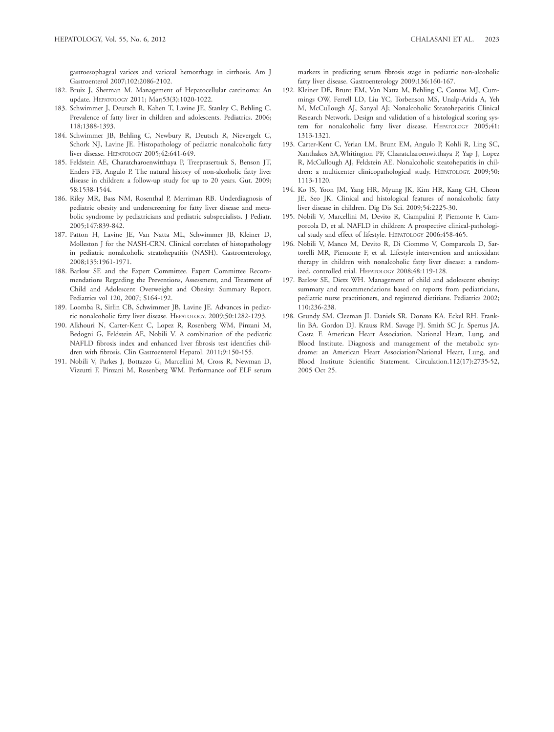gastroesophageal varices and variceal hemorrhage in cirrhosis. Am J Gastroenterol 2007;102:2086-2102.

182. Bruix J, Sherman M. Management of Hepatocellular carcinoma: An update. HEPATOLOGY 2011; Mar;53(3):1020-1022.
183. Schwimmer J, Deutsch R, Kahen T, Lavine JE, Stanley C, Behling C. Prevalence of fatty liver in children and adolescents. Pediatrics. 2006; 118;1388-1393.
184. Schwimmer JB, Behling C, Newbury R, Deutsch R, Nievergelt C, Schork NJ, Lavine JE. Histopathology of pediatric nonalcoholic fatty liver disease. HEPATOLOGY 2005;42:641-649.
185. Feldstein AE, Charatcharoenwitthaya P, Treeprasertsuk S, Benson JT, Enders FB, Angulo P. The natural history of non-alcoholic fatty liver disease in children: a follow-up study for up to 20 years. Gut. 2009; 58:1538-1544.
186. Riley MR, Bass NM, Rosenthal P, Merriman RB. Underdiagnosis of pediatric obesity and underscreening for fatty liver disease and metabolic syndrome by pediatricians and pediatric subspecialists. J Pediatr. 2005;147:839-842.
187. Patton H, Lavine JE, Van Natta ML, Schwimmer JB, Kleiner D, Molleston J for the NASH-CRN. Clinical correlates of histopathology in pediatric nonalcoholic steatohepatitis (NASH). Gastroenterology, 2008;135:1961-1971.
188. Barlow SE and the Expert Committee. Expert Committee Recommendations Regarding the Preventions, Assessment, and Treatment of Child and Adolescent Overweight and Obesity: Summary Report. Pediatrics vol 120, 2007; S164-192.
189. Loomba R, Sirlin CB, Schwimmer JB, Lavine JE. Advances in pediatric nonalcoholic fatty liver disease. HEPATOLOGY. 2009;50:1282-1293.
190. Alkhouri N, Carter-Kent C, Lopez R, Rosenberg WM, Pinzani M, Bedogni G, Feldstein AE, Nobili V. A combination of the pediatric NAFLD fibrosis index and enhanced liver fibrosis test identifies children with fibrosis. Clin Gastroenterol Hepatol. 2011;9:150-155.
191. Nobili V, Parkes J, Bottazzo G, Marcellini M, Cross R, Newman D, Vizzutti F, Pinzani M, Rosenberg WM. Performance oof ELF serum markers in predicting serum fibrosis stage in pediatric non-alcoholic fatty liver disease. Gastroenterology 2009;136:160-167.
192. Kleiner DE, Brunt EM, Van Natta M, Behling C, Contos MJ, Cummings OW, Ferrell LD, Liu YC, Torbenson MS, Unalp-Arida A, Yeh M, McCullough AJ, Sanyal AJ; Nonalcoholic Steatohepatitis Clinical Research Network. Design and validation of a histological scoring system for nonalcoholic fatty liver disease. HEPATOLOGY 2005;41: 1313-1321.
193. Carter-Kent C, Yerian LM, Brunt EM, Angulo P, Kohli R, Ling SC, Xanthakos SA,Whitington PF, Charatcharoenwitthaya P, Yap J, Lopez R, McCullough AJ, Feldstein AE. Nonalcoholic steatohepatitis in children: a multicenter clinicopathological study. HEPATOLOGY. 2009;50: 1113-1120.
194. Ko JS, Yoon JM, Yang HR, Myung JK, Kim HR, Kang GH, Cheon JE, Seo JK. Clinical and histological features of nonalcoholic fatty liver disease in children. Dig Dis Sci. 2009;54:2225-30.
195. Nobili V, Marcellini M, Devito R, Ciampalini P, Piemonte F, Camporcola D, et al. NAFLD in children: A prospective clinical-pathological study and effect of lifestyle. HEPATOLOGY 2006:458-465.
196. Nobili V, Manco M, Devito R, Di Ciommo V, Comparcola D, Sartorelli MR, Piemonte F, et al. Lifestyle intervention and antioxidant therapy in children with nonalcoholic fatty liver disease: a randomized, controlled trial. HEPATOLOGY 2008;48:119-128.
197. Barlow SE, Dietz WH. Management of child and adolescent obesity: summary and recommendations based on reports from pediatricians, pediatric nurse practitioners, and registered dietitians. Pediatrics 2002; 110:236-238.
198. Grundy SM. Cleeman JI. Daniels SR. Donato KA. Eckel RH. Franklin BA. Gordon DJ. Krauss RM. Savage PJ. Smith SC Jr. Spertus JA. Costa F. American Heart Association. National Heart, Lung, and Blood Institute. Diagnosis and management of the metabolic syndrome: an American Heart Association/National Heart, Lung, and Blood Institute Scientific Statement. Circulation.112(17):2735-52, 2005 Oct 25.